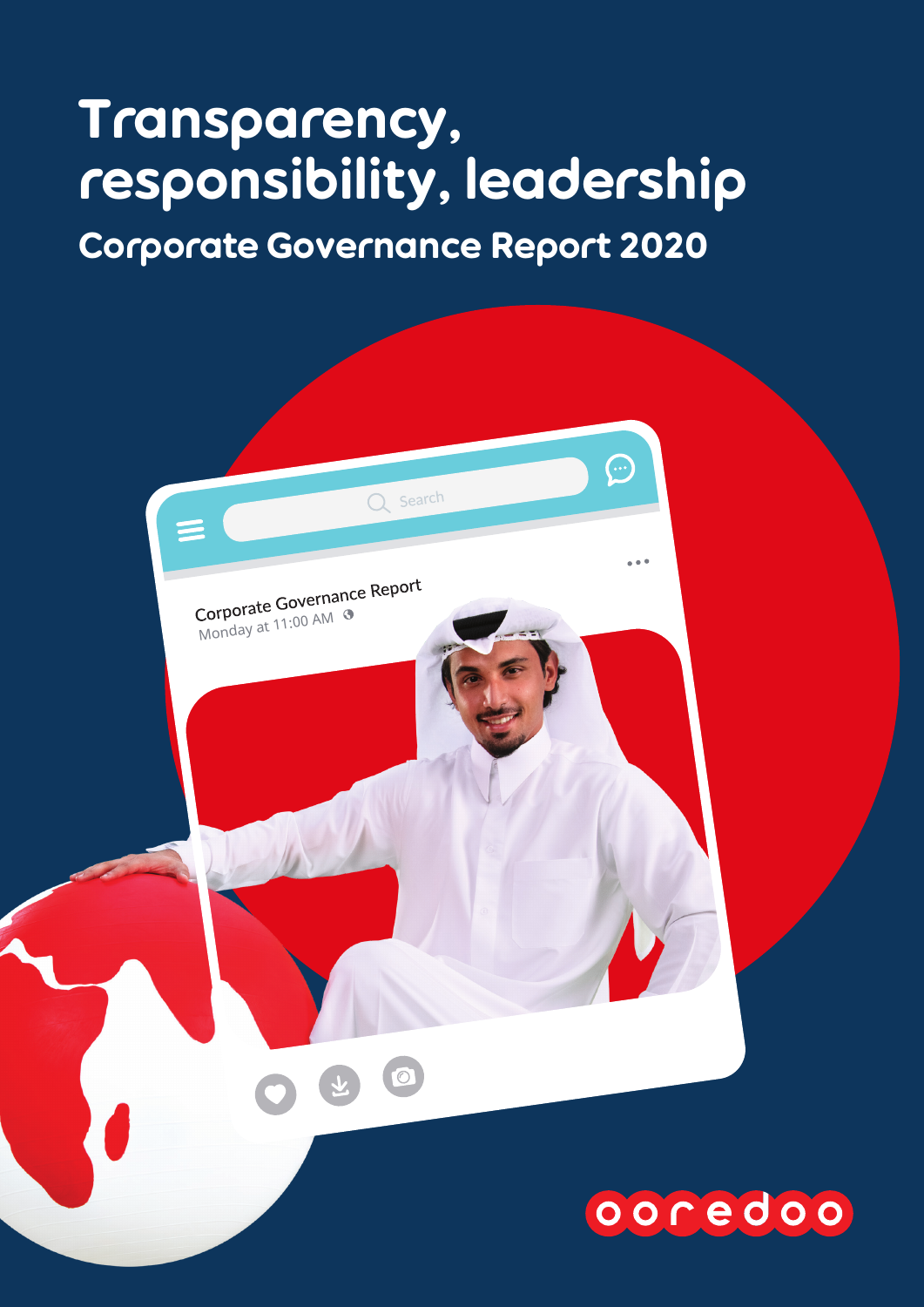# Transparency, responsibility, leadership

## Corporate Governance Report 2020

Corporate Governance Report
Monday at 11:00 AM

ooredoo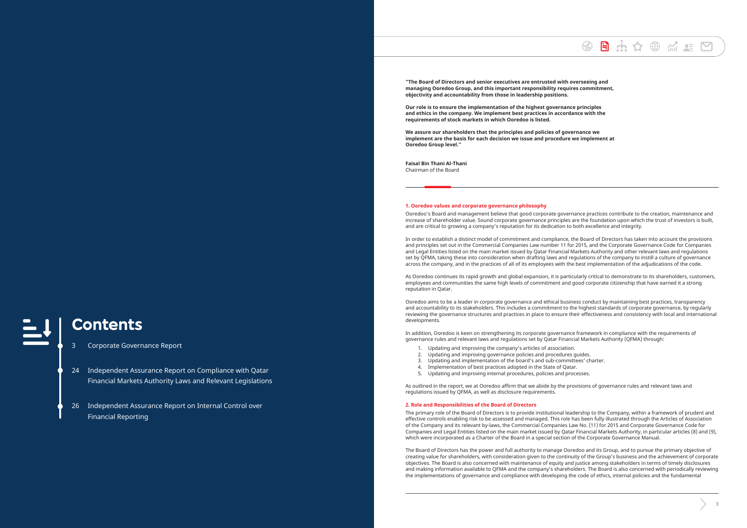# Contents

3 Corporate Governance Report

24 Independent Assurance Report on Compliance with Qatar Financial Markets Authority Laws and Relevant Legislations

26 Independent Assurance Report on Internal Control over Financial Reporting

**"The Board of Directors and senior executives are entrusted with overseeing and managing Ooredoo Group, and this important responsibility requires commitment, objectivity and accountability from those in leadership positions.**

**Our role is to ensure the implementation of the highest governance principles and ethics in the company. We implement best practices in accordance with the requirements of stock markets in which Ooredoo is listed.**

**We assure our shareholders that the principles and policies of governance we implement are the basis for each decision we issue and procedure we implement at Ooredoo Group level."**

**Faisal Bin Thani Al-Thani**
Chairman of the Board

## 1. Ooredoo values and corporate governance philosophy

Ooredoo's Board and management believe that good corporate governance practices contribute to the creation, maintenance and increase of shareholder value. Sound corporate governance principles are the foundation upon which the trust of investors is built, and are critical to growing a company's reputation for its dedication to both excellence and integrity.

In order to establish a distinct model of commitment and compliance, the Board of Directors has taken into account the provisions and principles set out in the Commercial Companies Law number 11 for 2015, and the Corporate Governance Code for Companies and Legal Entities listed on the main market issued by Qatar Financial Markets Authority and other relevant laws and regulations set by QFMA, taking these into consideration when drafting laws and regulations of the company to instill a culture of governance across the company, and in the practices of all of its employees with the best implementation of the adjudications of the code.

As Ooredoo continues its rapid growth and global expansion, it is particularly critical to demonstrate to its shareholders, customers, employees and communities the same high levels of commitment and good corporate citizenship that have earned it a strong reputation in Qatar.

Ooredoo aims to be a leader in corporate governance and ethical business conduct by maintaining best practices, transparency and accountability to its stakeholders. This includes a commitment to the highest standards of corporate governance, by regularly reviewing the governance structures and practices in place to ensure their effectiveness and consistency with local and international developments.

In addition, Ooredoo is keen on strengthening its corporate governance framework in compliance with the requirements of governance rules and relevant laws and regulations set by Qatar Financial Markets Authority (QFMA) through:

1. Updating and improving the company's articles of association.
2. Updating and improving governance policies and procedures guides.
3. Updating and implementation of the board's and sub-committees' charter.
4. Implementation of best practices adopted in the State of Qatar.
5. Updating and improving internal procedures, policies and processes.

As outlined in the report, we at Ooredoo affirm that we abide by the provisions of governance rules and relevant laws and regulations issued by QFMA, as well as disclosure requirements.

## 2. Role and Responsibilities of the Board of Directors

The primary role of the Board of Directors is to provide institutional leadership to the Company, within a framework of prudent and effective controls enabling risk to be assessed and managed. This role has been fully illustrated through the Articles of Association of the Company and its relevant by-laws, the Commercial Companies Law No. (11) for 2015 and Corporate Governance Code for Companies and Legal Entities listed on the main market issued by Qatar Financial Markets Authority, in particular articles (8) and (9), which were incorporated as a Charter of the Board in a special section of the Corporate Governance Manual.

The Board of Directors has the power and full authority to manage Ooredoo and its Group, and to pursue the primary objective of creating value for shareholders, with consideration given to the continuity of the Group's business and the achievement of corporate objectives. The Board is also concerned with maintenance of equity and justice among stakeholders in terms of timely disclosures and making information available to QFMA and the company's shareholders. The Board is also concerned with periodically reviewing the implementations of governance and compliance with developing the code of ethics, internal policies and the fundamental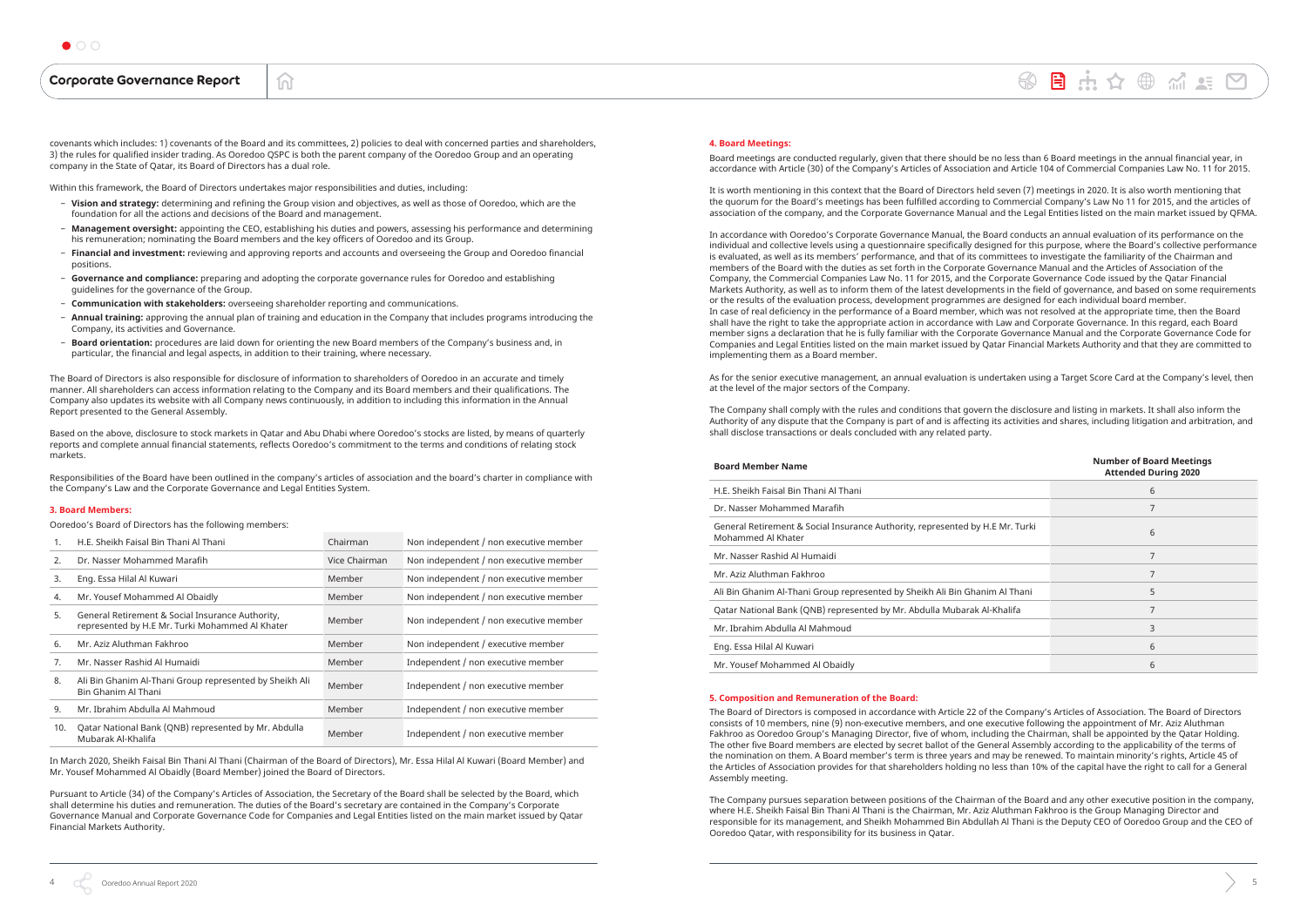covenants which includes: 1) covenants of the Board and its committees, 2) policies to deal with concerned parties and shareholders, 3) the rules for qualified insider trading. As Ooredoo QSPC is both the parent company of the Ooredoo Group and an operating company in the State of Qatar, its Board of Directors has a dual role.

Within this framework, the Board of Directors undertakes major responsibilities and duties, including:

- **Vision and strategy:** determining and refining the Group vision and objectives, as well as those of Ooredoo, which are the foundation for all the actions and decisions of the Board and management.
- **Management oversight:** appointing the CEO, establishing his duties and powers, assessing his performance and determining his remuneration; nominating the Board members and the key officers of Ooredoo and its Group.
- **Financial and investment:** reviewing and approving reports and accounts and overseeing the Group and Ooredoo financial positions.
- **Governance and compliance:** preparing and adopting the corporate governance rules for Ooredoo and establishing guidelines for the governance of the Group.
- **Communication with stakeholders:** overseeing shareholder reporting and communications.
- **Annual training:** approving the annual plan of training and education in the Company that includes programs introducing the Company, its activities and Governance.
- **Board orientation:** procedures are laid down for orienting the new Board members of the Company's business and, in particular, the financial and legal aspects, in addition to their training, where necessary.

The Board of Directors is also responsible for disclosure of information to shareholders of Ooredoo in an accurate and timely manner. All shareholders can access information relating to the Company and its Board members and their qualifications. The Company also updates its website with all Company news continuously, in addition to including this information in the Annual Report presented to the General Assembly.

Based on the above, disclosure to stock markets in Qatar and Abu Dhabi where Ooredoo's stocks are listed, by means of quarterly reports and complete annual financial statements, reflects Ooredoo's commitment to the terms and conditions of relating stock markets.

Responsibilities of the Board have been outlined in the company's articles of association and the board's charter in compliance with the Company's Law and the Corporate Governance and Legal Entities System.

### 3. Board Members:

Ooredoo's Board of Directors has the following members:

| | | | |
|---|---|---|---|
| 1. | H.E. Sheikh Faisal Bin Thani Al Thani | Chairman | Non independent / non executive member |
| 2. | Dr. Nasser Mohammed Marafih | Vice Chairman | Non independent / non executive member |
| 3. | Eng. Essa Hilal Al Kuwari | Member | Non independent / non executive member |
| 4. | Mr. Yousef Mohammed Al Obaidly | Member | Non independent / non executive member |
| 5. | General Retirement & Social Insurance Authority, represented by H.E Mr. Turki Mohammed Al Khater | Member | Non independent / non executive member |
| 6. | Mr. Aziz Aluthman Fakhroo | Member | Non independent / executive member |
| 7. | Mr. Nasser Rashid Al Humaidi | Member | Independent / non executive member |
| 8. | Ali Bin Ghanim Al-Thani Group represented by Sheikh Ali Bin Ghanim Al Thani | Member | Independent / non executive member |
| 9. | Mr. Ibrahim Abdulla Al Mahmoud | Member | Independent / non executive member |
| 10. | Qatar National Bank (QNB) represented by Mr. Abdulla Mubarak Al-Khalifa | Member | Independent / non executive member |

In March 2020, Sheikh Faisal Bin Thani Al Thani (Chairman of the Board of Directors), Mr. Essa Hilal Al Kuwari (Board Member) and Mr. Yousef Mohammed Al Obaidly (Board Member) joined the Board of Directors.

Pursuant to Article (34) of the Company's Articles of Association, the Secretary of the Board shall be selected by the Board, which shall determine his duties and remuneration. The duties of the Board's secretary are contained in the Company's Corporate Governance Manual and Corporate Governance Code for Companies and Legal Entities listed on the main market issued by Qatar Financial Markets Authority.

### 4. Board Meetings:

Board meetings are conducted regularly, given that there should be no less than 6 Board meetings in the annual financial year, in accordance with Article (30) of the Company's Articles of Association and Article 104 of Commercial Companies Law No. 11 for 2015.

It is worth mentioning in this context that the Board of Directors held seven (7) meetings in 2020. It is also worth mentioning that the quorum for the Board's meetings has been fulfilled according to Commercial Company's Law No 11 for 2015, and the articles of association of the company, and the Corporate Governance Manual and the Legal Entities listed on the main market issued by QFMA.

In accordance with Ooredoo's Corporate Governance Manual, the Board conducts an annual evaluation of its performance on the individual and collective levels using a questionnaire specifically designed for this purpose, where the Board's collective performance is evaluated, as well as its members' performance, and that of its committees to investigate the familiarity of the Chairman and members of the Board with the duties as set forth in the Corporate Governance Manual and the Articles of Association of the Company, the Commercial Companies Law No. 11 for 2015, and the Corporate Governance Code issued by the Qatar Financial Markets Authority, as well as to inform them of the latest developments in the field of governance, and based on some requirements or the results of the evaluation process, development programmes are designed for each individual board member.
In case of real deficiency in the performance of a Board member, which was not resolved at the appropriate time, then the Board shall have the right to take the appropriate action in accordance with Law and Corporate Governance. In this regard, each Board member signs a declaration that he is fully familiar with the Corporate Governance Manual and the Corporate Governance Code for Companies and Legal Entities listed on the main market issued by Qatar Financial Markets Authority and that they are committed to implementing them as a Board member.

As for the senior executive management, an annual evaluation is undertaken using a Target Score Card at the Company's level, then at the level of the major sectors of the Company.

The Company shall comply with the rules and conditions that govern the disclosure and listing in markets. It shall also inform the Authority of any dispute that the Company is part of and is affecting its activities and shares, including litigation and arbitration, and shall disclose transactions or deals concluded with any related party.

| Board Member Name | Number of Board Meetings Attended During 2020 |
|---|---|
| H.E. Sheikh Faisal Bin Thani Al Thani | 6 |
| Dr. Nasser Mohammed Marafih | 7 |
| General Retirement & Social Insurance Authority, represented by H.E Mr. Turki Mohammed Al Khater | 6 |
| Mr. Nasser Rashid Al Humaidi | 7 |
| Mr. Aziz Aluthman Fakhroo | 7 |
| Ali Bin Ghanim Al-Thani Group represented by Sheikh Ali Bin Ghanim Al Thani | 5 |
| Qatar National Bank (QNB) represented by Mr. Abdulla Mubarak Al-Khalifa | 7 |
| Mr. Ibrahim Abdulla Al Mahmoud | 3 |
| Eng. Essa Hilal Al Kuwari | 6 |
| Mr. Yousef Mohammed Al Obaidly | 6 |

### 5. Composition and Remuneration of the Board:

The Board of Directors is composed in accordance with Article 22 of the Company's Articles of Association. The Board of Directors consists of 10 members, nine (9) non-executive members, and one executive following the appointment of Mr. Aziz Aluthman Fakhroo as Ooredoo Group's Managing Director, five of whom, including the Chairman, shall be appointed by the Qatar Holding. The other five Board members are elected by secret ballot of the General Assembly according to the applicability of the terms of the nomination on them. A Board member's term is three years and may be renewed. To maintain minority's rights, Article 45 of the Articles of Association provides for that shareholders holding no less than 10% of the capital have the right to call for a General Assembly meeting.

The Company pursues separation between positions of the Chairman of the Board and any other executive position in the company, where H.E. Sheikh Faisal Bin Thani Al Thani is the Chairman, Mr. Aziz Aluthman Fakhroo is the Group Managing Director and responsible for its management, and Sheikh Mohammed Bin Abdullah Al Thani is the Deputy CEO of Ooredoo Group and the CEO of Ooredoo Qatar, with responsibility for its business in Qatar.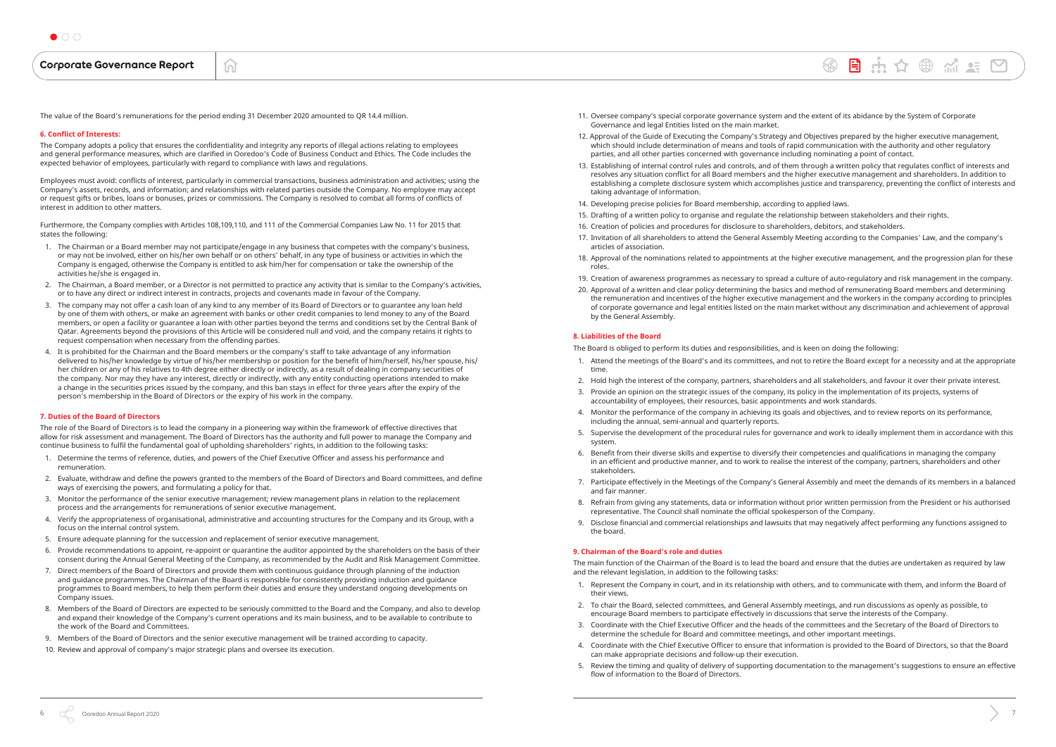The value of the Board's remunerations for the period ending 31 December 2020 amounted to QR 14.4 million.

#### 6. Conflict of Interests:

The Company adopts a policy that ensures the confidentiality and integrity any reports of illegal actions relating to employees and general performance measures, which are clarified in Ooredoo's Code of Business Conduct and Ethics. The Code includes the expected behavior of employees, particularly with regard to compliance with laws and regulations.

Employees must avoid: conflicts of interest, particularly in commercial transactions, business administration and activities; using the Company's assets, records, and information; and relationships with related parties outside the Company. No employee may accept or request gifts or bribes, loans or bonuses, prizes or commissions. The Company is resolved to combat all forms of conflicts of interest in addition to other matters.

Furthermore, the Company complies with Articles 108,109,110, and 111 of the Commercial Companies Law No. 11 for 2015 that states the following:

1. The Chairman or a Board member may not participate/engage in any business that competes with the company's business, or may not be involved, either on his/her own behalf or on others' behalf, in any type of business or activities in which the Company is engaged, otherwise the Company is entitled to ask him/her for compensation or take the ownership of the activities he/she is engaged in.
2. The Chairman, a Board member, or a Director is not permitted to practice any activity that is similar to the Company's activities, or to have any direct or indirect interest in contracts, projects and covenants made in favour of the Company.
3. The company may not offer a cash loan of any kind to any member of its Board of Directors or to guarantee any loan held by one of them with others, or make an agreement with banks or other credit companies to lend money to any of the Board members, or open a facility or guarantee a loan with other parties beyond the terms and conditions set by the Central Bank of Qatar. Agreements beyond the provisions of this Article will be considered null and void, and the company retains it rights to request compensation when necessary from the offending parties.
4. It is prohibited for the Chairman and the Board members or the company's staff to take advantage of any information delivered to his/her knowledge by virtue of his/her membership or position for the benefit of him/herself, his/her spouse, his/her children or any of his relatives to 4th degree either directly or indirectly, as a result of dealing in company securities of the company. Nor may they have any interest, directly or indirectly, with any entity conducting operations intended to make a change in the securities prices issued by the company, and this ban stays in effect for three years after the expiry of the person's membership in the Board of Directors or the expiry of his work in the company.

#### 7. Duties of the Board of Directors

The role of the Board of Directors is to lead the company in a pioneering way within the framework of effective directives that allow for risk assessment and management. The Board of Directors has the authority and full power to manage the Company and continue business to fulfil the fundamental goal of upholding shareholders' rights, in addition to the following tasks:

1. Determine the terms of reference, duties, and powers of the Chief Executive Officer and assess his performance and remuneration.
2. Evaluate, withdraw and define the powers granted to the members of the Board of Directors and Board committees, and define ways of exercising the powers, and formulating a policy for that.
3. Monitor the performance of the senior executive management; review management plans in relation to the replacement process and the arrangements for remunerations of senior executive management.
4. Verify the appropriateness of organisational, administrative and accounting structures for the Company and its Group, with a focus on the internal control system.
5. Ensure adequate planning for the succession and replacement of senior executive management.
6. Provide recommendations to appoint, re-appoint or quarantine the auditor appointed by the shareholders on the basis of their consent during the Annual General Meeting of the Company, as recommended by the Audit and Risk Management Committee.
7. Direct members of the Board of Directors and provide them with continuous guidance through planning of the induction and guidance programmes. The Chairman of the Board is responsible for consistently providing induction and guidance programmes to Board members, to help them perform their duties and ensure they understand ongoing developments on Company issues.
8. Members of the Board of Directors are expected to be seriously committed to the Board and the Company, and also to develop and expand their knowledge of the Company's current operations and its main business, and to be available to contribute to the work of the Board and Committees.
9. Members of the Board of Directors and the senior executive management will be trained according to capacity.
10. Review and approval of company's major strategic plans and oversee its execution.
11. Oversee company's special corporate governance system and the extent of its abidance by the System of Corporate Governance and legal Entities listed on the main market.
12. Approval of the Guide of Executing the Company's Strategy and Objectives prepared by the higher executive management, which should include determination of means and tools of rapid communication with the authority and other regulatory parties, and all other parties concerned with governance including nominating a point of contact.
13. Establishing of internal control rules and controls, and of them through a written policy that regulates conflict of interests and resolves any situation conflict for all Board members and the higher executive management and shareholders. In addition to establishing a complete disclosure system which accomplishes justice and transparency, preventing the conflict of interests and taking advantage of information.
14. Developing precise policies for Board membership, according to applied laws.
15. Drafting of a written policy to organise and regulate the relationship between stakeholders and their rights.
16. Creation of policies and procedures for disclosure to shareholders, debitors, and stakeholders.
17. Invitation of all shareholders to attend the General Assembly Meeting according to the Companies' Law, and the company's articles of association.
18. Approval of the nominations related to appointments at the higher executive management, and the progression plan for these roles.
19. Creation of awareness programmes as necessary to spread a culture of auto-regulatory and risk management in the company.
20. Approval of a written and clear policy determining the basics and method of remunerating Board members and determining the remuneration and incentives of the higher executive management and the workers in the company according to principles of corporate governance and legal entities listed on the main market without any discrimination and achievement of approval by the General Assembly.

#### 8. Liabilities of the Board

The Board is obliged to perform its duties and responsibilities, and is keen on doing the following:

1. Attend the meetings of the Board's and its committees, and not to retire the Board except for a necessity and at the appropriate time.
2. Hold high the interest of the company, partners, shareholders and all stakeholders, and favour it over their private interest.
3. Provide an opinion on the strategic issues of the company, its policy in the implementation of its projects, systems of accountability of employees, their resources, basic appointments and work standards.
4. Monitor the performance of the company in achieving its goals and objectives, and to review reports on its performance, including the annual, semi-annual and quarterly reports.
5. Supervise the development of the procedural rules for governance and work to ideally implement them in accordance with this system.
6. Benefit from their diverse skills and expertise to diversify their competencies and qualifications in managing the company in an efficient and productive manner, and to work to realise the interest of the company, partners, shareholders and other stakeholders.
7. Participate effectively in the Meetings of the Company's General Assembly and meet the demands of its members in a balanced and fair manner.
8. Refrain from giving any statements, data or information without prior written permission from the President or his authorised representative. The Council shall nominate the official spokesperson of the Company.
9. Disclose financial and commercial relationships and lawsuits that may negatively affect performing any functions assigned to the board.

#### 9. Chairman of the Board's role and duties

The main function of the Chairman of the Board is to lead the board and ensure that the duties are undertaken as required by law and the relevant legislation, in addition to the following tasks:

1. Represent the Company in court, and in its relationship with others, and to communicate with them, and inform the Board of their views.
2. To chair the Board, selected committees, and General Assembly meetings, and run discussions as openly as possible, to encourage Board members to participate effectively in discussions that serve the interests of the Company.
3. Coordinate with the Chief Executive Officer and the heads of the committees and the Secretary of the Board of Directors to determine the schedule for Board and committee meetings, and other important meetings.
4. Coordinate with the Chief Executive Officer to ensure that information is provided to the Board of Directors, so that the Board can make appropriate decisions and follow-up their execution.
5. Review the timing and quality of delivery of supporting documentation to the management's suggestions to ensure an effective flow of information to the Board of Directors.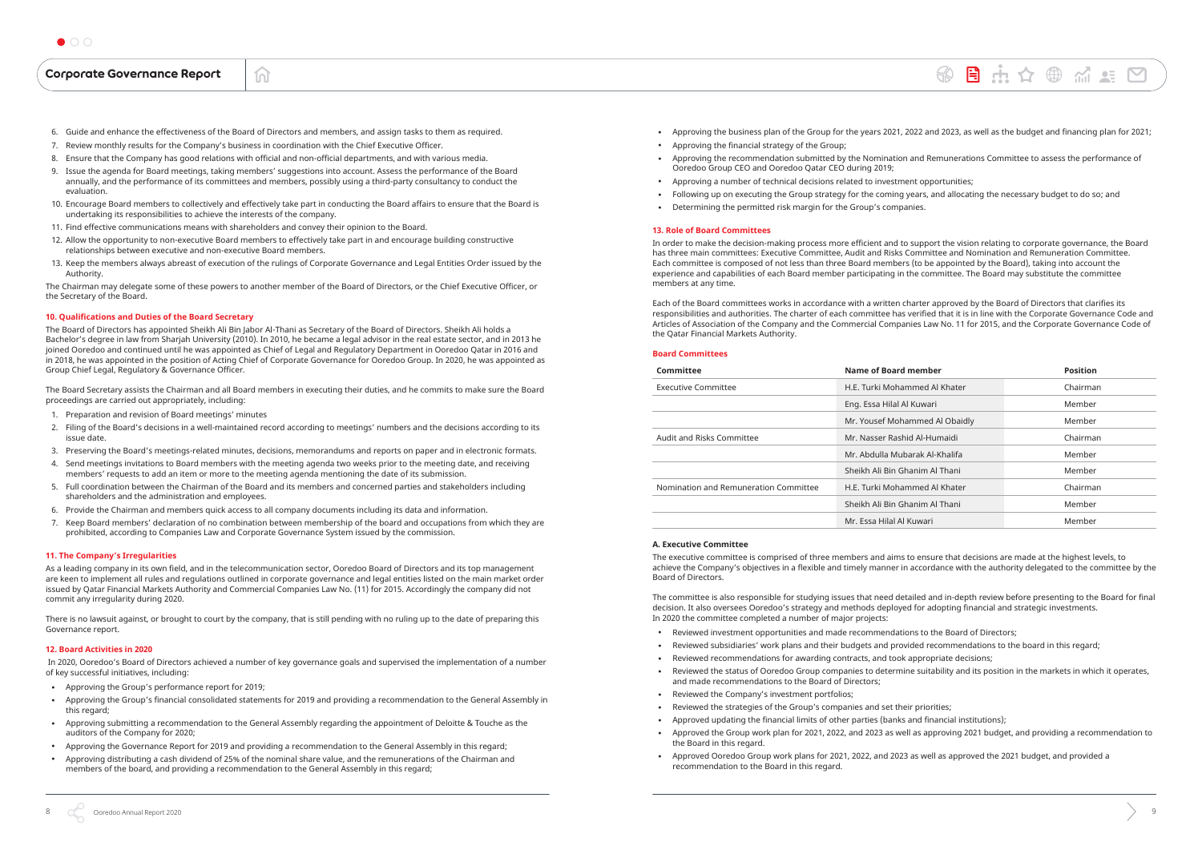6. Guide and enhance the effectiveness of the Board of Directors and members, and assign tasks to them as required.
7. Review monthly results for the Company's business in coordination with the Chief Executive Officer.
8. Ensure that the Company has good relations with official and non-official departments, and with various media.
9. Issue the agenda for Board meetings, taking members' suggestions into account. Assess the performance of the Board annually, and the performance of its committees and members, possibly using a third-party consultancy to conduct the evaluation.
10. Encourage Board members to collectively and effectively take part in conducting the Board affairs to ensure that the Board is undertaking its responsibilities to achieve the interests of the company.
11. Find effective communications means with shareholders and convey their opinion to the Board.
12. Allow the opportunity to non-executive Board members to effectively take part and encourage building constructive relationships between executive and non-executive Board members.
13. Keep the members always abreast of execution of the rulings of Corporate Governance and Legal Entities Order issued by the Authority.

The Chairman may delegate some of these powers to another member of the Board of Directors, or the Chief Executive Officer, or the Secretary of the Board.

### 10. Qualifications and Duties of the Board Secretary

The Board of Directors has appointed Sheikh Ali Bin Jabor Al-Thani as Secretary of the Board of Directors. Sheikh Ali holds a Bachelor's degree in law from Sharjah University (2010). In 2010, he became a legal advisor in the real estate sector, and in 2013 he joined Ooredoo and continued until he was appointed as Chief of Legal and Regulatory Department in Ooredoo Qatar in 2016 and in 2018, he was appointed in the position of Acting Chief of Corporate Governance for Ooredoo Group. In 2020, he was appointed as Group Chief Legal, Regulatory & Governance Officer.

The Board Secretary assists the Chairman and all Board members in executing their duties, and he commits to make sure the Board proceedings are carried out appropriately, including:

1. Preparation and revision of Board meetings' minutes
2. Filing of the Board's decisions in a well-maintained record according to meetings' numbers and the decisions according to its issue date.
3. Preserving the Board's meetings-related minutes, decisions, memorandums and reports on paper and in electronic formats.
4. Send meetings invitations to Board members with the meeting agenda two weeks prior to the meeting date, and receiving members' requests to add an item or more to the meeting agenda mentioning the date of its submission.
5. Full coordination between the Chairman of the Board and its members and concerned parties and stakeholders including shareholders and the administration and employees.
6. Provide the Chairman and members quick access to all company documents including its data and information.
7. Keep Board members' declaration of no combination between membership of the board and occupations from which they are prohibited, according to Companies Law and Corporate Governance System issued by the commission.

### 11. The Company's Irregularities

As a leading company in its own field, and in the telecommunication sector, Ooredoo Board of Directors and its top management are keen to implement all rules and regulations outlined in corporate governance and legal entities listed on the main market order issued by Qatar Financial Markets Authority and Commercial Companies Law No. (11) for 2015. Accordingly the company did not commit any irregularity during 2020.

There is no lawsuit against, or brought to court by the company, that is still pending with no ruling up to the date of preparing this Governance report.

### 12. Board Activities in 2020

In 2020, Ooredoo's Board of Directors achieved a number of key governance goals and supervised the implementation of a number of key successful initiatives, including:

- Approving the Group's performance report for 2019;
- Approving the Group's financial consolidated statements for 2019 and providing a recommendation to the General Assembly in this regard;
- Approving submitting a recommendation to the General Assembly regarding the appointment of Deloitte & Touche as the auditors of the Company for 2020;
- Approving the Governance Report for 2019 and providing a recommendation to the General Assembly in this regard;
- Approving distributing a cash dividend of 25% of the nominal share value, and the remunerations of the Chairman and members of the board, and providing a recommendation to the General Assembly in this regard;
- Approving the business plan of the Group for the years 2021, 2022 and 2023, as well as the budget and financing plan for 2021;
- Approving the financial strategy of the Group;
- Approving the recommendation submitted by the Nomination and Remunerations Committee to assess the performance of Ooredoo Group CEO and Ooredoo Qatar CEO during 2019;
- Approving a number of technical decisions related to investment opportunities;
- Following up on executing the Group strategy for the coming years, and allocating the necessary budget to do so; and
- Determining the permitted risk margin for the Group's companies.

### 13. Role of Board Committees

In order to make the decision-making process more efficient and to support the vision relating to corporate governance, the Board has three main committees: Executive Committee, Audit and Risks Committee and Nomination and Remuneration Committee. Each committee is composed of not less than three Board members (to be appointed by the Board), taking into account the experience and capabilities of each Board member participating in the committee. The Board may substitute the committee members at any time.

Each of the Board committees works in accordance with a written charter approved by the Board of Directors that clarifies its responsibilities and authorities. The charter of each committee has verified that it is in line with the Corporate Governance Code and Articles of Association of the Company and the Commercial Companies Law No. 11 for 2015, and the Corporate Governance Code of the Qatar Financial Markets Authority.

#### Board Committees

| Committee | Name of Board member | Position |
|---|---|---|
| Executive Committee | H.E. Turki Mohammed Al Khater | Chairman |
| | Eng. Essa Hilal Al Kuwari | Member |
| | Mr. Yousef Mohammed Al Obaidly | Member |
| Audit and Risks Committee | Mr. Nasser Rashid Al-Humaidi | Chairman |
| | Mr. Abdulla Mubarak Al-Khalifa | Member |
| | Sheikh Ali Bin Ghanim Al Thani | Member |
| Nomination and Remuneration Committee | H.E. Turki Mohammed Al Khater | Chairman |
| | Sheikh Ali Bin Ghanim Al Thani | Member |
| | Mr. Essa Hilal Al Kuwari | Member |

#### A. Executive Committee

The executive committee is comprised of three members and aims to ensure that decisions are made at the highest levels, to achieve the Company's objectives in a flexible and timely manner in accordance with the authority delegated to the committee by the Board of Directors.

The committee is also responsible for studying issues that need detailed and in-depth review before presenting to the Board for final decision. It also oversees Ooredoo's strategy and methods deployed for adopting financial and strategic investments.
In 2020 the committee completed a number of major projects:

- Reviewed investment opportunities and made recommendations to the Board of Directors;
- Reviewed subsidiaries' work plans and their budgets and provided recommendations to the board in this regard;
- Reviewed recommendations for awarding contracts, and took appropriate decisions;
- Reviewed the status of Ooredoo Group companies to determine suitability and its position in the markets in which it operates, and made recommendations to the Board of Directors;
- Reviewed the Company's investment portfolios;
- Reviewed the strategies of the Group's companies and set their priorities;
- Approved updating the financial limits of other parties (banks and financial institutions);
- Approved the Group work plan for 2021, 2022, and 2023 as well as approving 2021 budget, and providing a recommendation to the Board in this regard.
- Approved Ooredoo Group work plans for 2021, 2022, and 2023 as well as approved the 2021 budget, and provided a recommendation to the Board in this regard.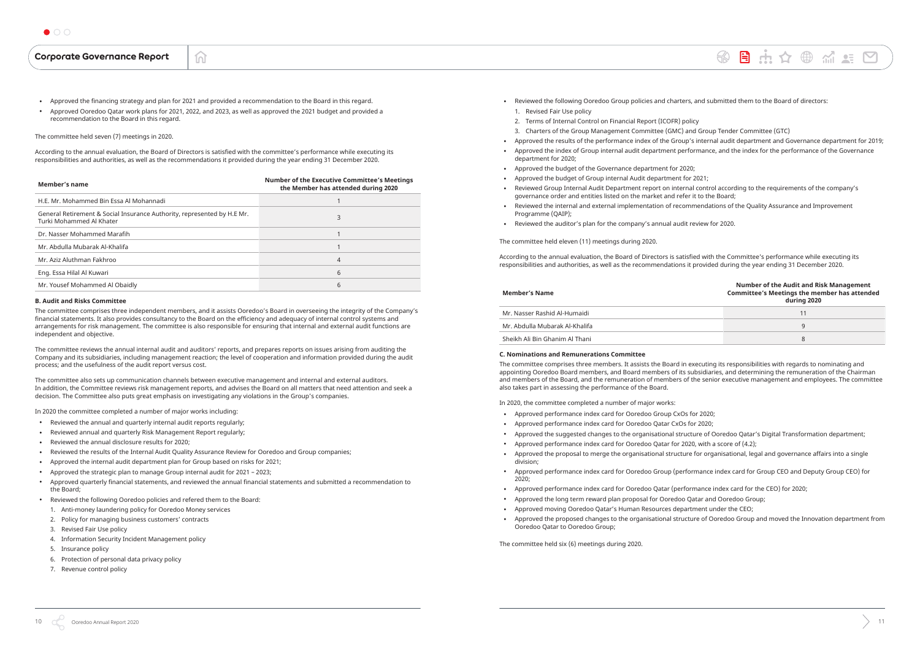- Approved the financing strategy and plan for 2021 and provided a recommendation to the Board in this regard.
- Approved Ooredoo Qatar work plans for 2021, 2022, and 2023, as well as approved the 2021 budget and provided a recommendation to the Board in this regard.

The committee held seven (7) meetings in 2020.

According to the annual evaluation, the Board of Directors is satisfied with the committee's performance while executing its responsibilities and authorities, as well as the recommendations it provided during the year ending 31 December 2020.

| Member's name | Number of the Executive Committee's Meetings the Member has attended during 2020 |
|---|---|
| H.E. Mr. Mohammed Bin Essa Al Mohannadi | 1 |
| General Retirement & Social Insurance Authority, represented by H.E Mr. Turki Mohammed Al Khater | 3 |
| Dr. Nasser Mohammed Marafih | 1 |
| Mr. Abdulla Mubarak Al-Khalifa | 1 |
| Mr. Aziz Aluthman Fakhroo | 4 |
| Eng. Essa Hilal Al Kuwari | 6 |
| Mr. Yousef Mohammed Al Obaidly | 6 |

#### B. Audit and Risks Committee

The committee comprises three independent members, and it assists Ooredoo's Board in overseeing the integrity of the Company's financial statements. It also provides consultancy to the Board on the efficiency and adequacy of internal control systems and arrangements for risk management. The committee is also responsible for ensuring that internal and external audit functions are independent and objective.

The committee reviews the annual internal audit and auditors' reports, and prepares reports on issues arising from auditing the Company and its subsidiaries, including management reaction; the level of cooperation and information provided during the audit process; and the usefulness of the audit report versus cost.

The committee also sets up communication channels between executive management and internal and external auditors. In addition, the Committee reviews risk management reports, and advises the Board on all matters that need attention and seek a decision. The Committee also puts great emphasis on investigating any violations in the Group's companies.

In 2020 the committee completed a number of major works including:

- Reviewed the annual and quarterly internal audit reports regularly;
- Reviewed annual and quarterly Risk Management Report regularly;
- Reviewed the annual disclosure results for 2020;
- Reviewed the results of the Internal Audit Quality Assurance Review for Ooredoo and Group companies;
- Approved the internal audit department plan for Group based on risks for 2021;
- Approved the strategic plan to manage Group internal audit for 2021 – 2023;
- Approved quarterly financial statements, and reviewed the annual financial statements and submitted a recommendation to the Board;
- Reviewed the following Ooredoo policies and refered them to the Board:
  1. Anti-money laundering policy for Ooredoo Money services
  2. Policy for managing business customers' contracts
  3. Revised Fair Use policy
  4. Information Security Incident Management policy
  5. Insurance policy
  6. Protection of personal data privacy policy
  7. Revenue control policy
- Reviewed the following Ooredoo Group policies and charters, and submitted them to the Board of directors:
  1. Revised Fair Use policy
  2. Terms of Internal Control on Financial Report (ICOFR) policy
  3. Charters of the Group Management Committee (GMC) and Group Tender Committee (GTC)
- Approved the results of the performance index of the Group's internal audit department and Governance department for 2019;
- Approved the index of Group internal audit department performance, and the index for the performance of the Governance department for 2020;
- Approved the budget of the Governance department for 2020;
- Approved the budget of Group internal Audit department for 2021;
- Reviewed Group Internal Audit Department report on internal control according to the requirements of the company's governance order and entities listed on the market and refer it to the Board;
- Reviewed the internal and external implementation of recommendations of the Quality Assurance and Improvement Programme (QAIP);
- Reviewed the auditor's plan for the company's annual audit review for 2020.

The committee held eleven (11) meetings during 2020.

According to the annual evaluation, the Board of Directors is satisfied with the Committee's performance while executing its responsibilities and authorities, as well as the recommendations it provided during the year ending 31 December 2020.

| Member's Name | Number of the Audit and Risk Management Committee's Meetings the member has attended during 2020 |
|---|---|
| Mr. Nasser Rashid Al-Humaidi | 11 |
| Mr. Abdulla Mubarak Al-Khalifa | 9 |
| Sheikh Ali Bin Ghanim Al Thani | 8 |

#### C. Nominations and Remunerations Committee

The committee comprises three members. It assists the Board in executing its responsibilities with regards to nominating and appointing Ooredoo Board members, and Board members of its subsidiaries, and determining the remuneration of the Chairman and members of the Board, and the remuneration of members of the senior executive management and employees. The committee also takes part in assessing the performance of the Board.

In 2020, the committee completed a number of major works:

- Approved performance index card for Ooredoo Group CxOs for 2020;
- Approved performance index card for Ooredoo Qatar CxOs for 2020;
- Approved the suggested changes to the organisational structure of Ooredoo Qatar's Digital Transformation department;
- Approved performance index card for Ooredoo Qatar for 2020, with a score of (4.2);
- Approved the proposal to merge the organisational structure for organisational, legal and governance affairs into a single division;
- Approved performance index card for Ooredoo Group (performance index card for Group CEO and Deputy Group CEO) for 2020;
- Approved performance index card for Ooredoo Qatar (performance index card for the CEO) for 2020;
- Approved the long term reward plan proposal for Ooredoo Qatar and Ooredoo Group;
- Approved moving Ooredoo Qatar's Human Resources department under the CEO;
- Approved the proposed changes to the organisational structure of Ooredoo Group and moved the Innovation department from Ooredoo Qatar to Ooredoo Group;

The committee held six (6) meetings during 2020.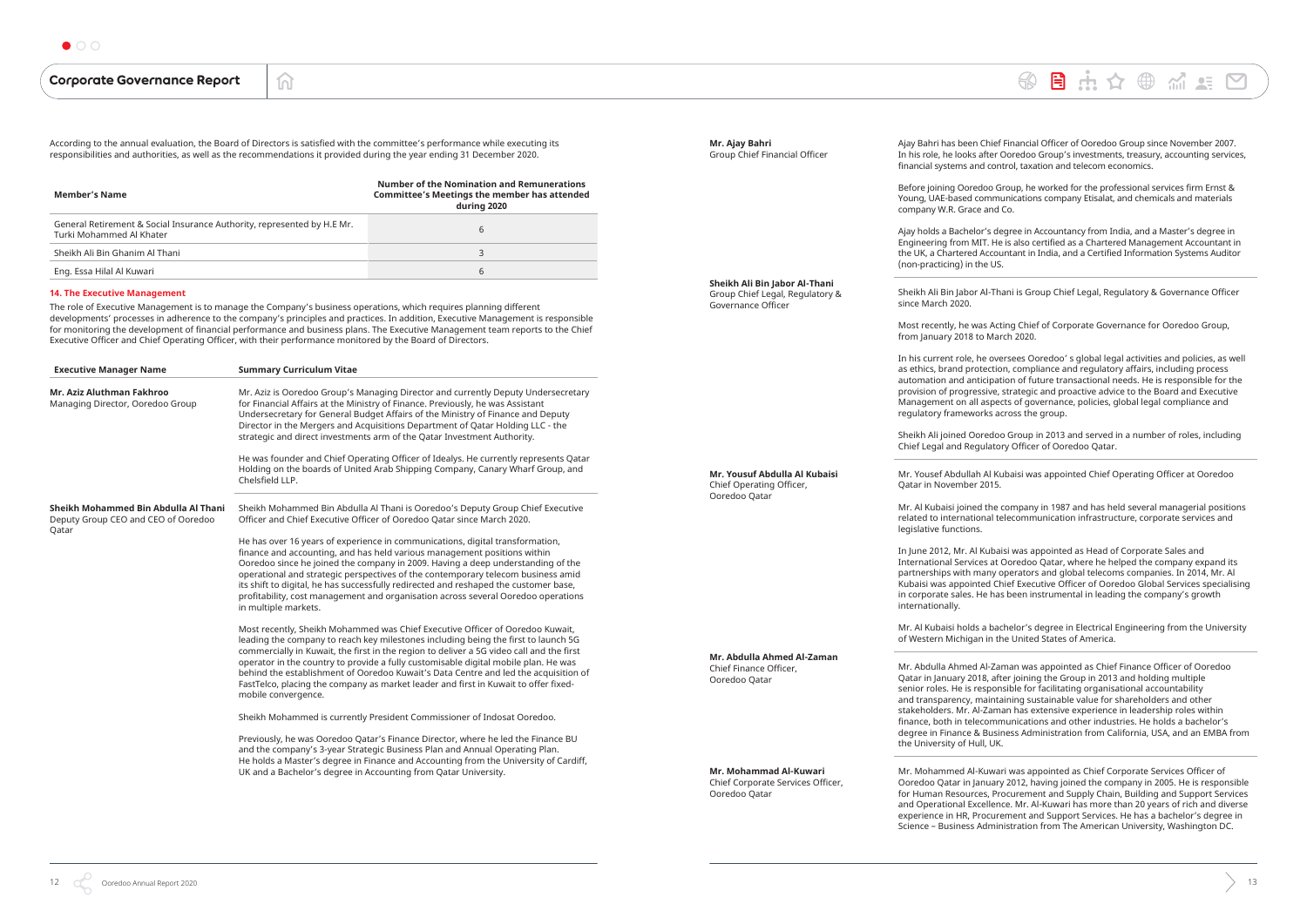According to the annual evaluation, the Board of Directors is satisfied with the committee's performance while executing its responsibilities and authorities, as well as the recommendations it provided during the year ending 31 December 2020.

| Member's Name | Number of the Nomination and Remunerations Committee's Meetings the member has attended during 2020 |
|---|---|
| General Retirement & Social Insurance Authority, represented by H.E Mr. Turki Mohammed Al Khater | 6 |
| Sheikh Ali Bin Ghanim Al Thani | 3 |
| Eng. Essa Hilal Al Kuwari | 6 |

### 14. The Executive Management

The role of Executive Management is to manage the Company's business operations, which requires planning different developments' processes in adherence to the company's principles and practices. In addition, Executive Management is responsible for monitoring the development of financial performance and business plans. The Executive Management team reports to the Chief Executive Officer and Chief Operating Officer, with their performance monitored by the Board of Directors.

| Executive Manager Name | Summary Curriculum Vitae |
|---|---|
| **Mr. Aziz Aluthman Fakhroo** Managing Director, Ooredoo Group | Mr. Aziz is Ooredoo Group's Managing Director and currently Deputy Undersecretary for Financial Affairs at the Ministry of Finance. Previously, he was Assistant Undersecretary for General Budget Affairs of the Ministry of Finance and Deputy Director in the Mergers and Acquisitions Department of Qatar Holding LLC - the strategic and direct investments arm of the Qatar Investment Authority.<br><br>He was founder and Chief Operating Officer of Idealys. He currently represents Qatar Holding on the boards of United Arab Shipping Company, Canary Wharf Group, and Chelsfield LLP. |
| **Sheikh Mohammed Bin Abdulla Al Thani** Deputy Group CEO and CEO of Ooredoo Qatar | Sheikh Mohammed Bin Abdulla Al Thani is Ooredoo's Deputy Group Chief Executive Officer and Chief Executive Officer of Ooredoo Qatar since March 2020.<br><br>He has over 16 years of experience in communications, digital transformation, finance and accounting, and has held various management positions within Ooredoo since he joined the company in 2009. Having a deep understanding of the operational and strategic perspectives of the contemporary telecom business amid its shift to digital, he has successfully redirected and reshaped the customer base, profitability, cost management and organisation across several Ooredoo operations in multiple markets.<br><br>Most recently, Sheikh Mohammed was Chief Executive Officer of Ooredoo Kuwait, leading the company to reach key milestones including being the first to launch 5G commercially in Kuwait, the first in the region to deliver a 5G video call and the first operator in the country to provide a fully customisable digital mobile plan. He was behind the establishment of Ooredoo Kuwait's Data Centre and led the acquisition of FastTelco, placing the company as market leader and first in Kuwait to offer fixed-mobile convergence.<br><br>Sheikh Mohammed is currently President Commissioner of Indosat Ooredoo.<br><br>Previously, he was Ooredoo Qatar's Finance Director, where he led the Finance BU and the company's 3-year Strategic Business Plan and Annual Operating Plan. He holds a Master's degree in Finance and Accounting from the University of Cardiff, UK and a Bachelor's degree in Accounting from Qatar University. |
| **Mr. Ajay Bahri** Group Chief Financial Officer | Ajay Bahri has been Chief Financial Officer of Ooredoo Group since November 2007. In his role, he looks after Ooredoo Group's investments, treasury, accounting services, financial systems and control, taxation and telecom economics.<br><br>Before joining Ooredoo Group, he worked for the professional services firm Ernst & Young, UAE-based communications company Etisalat, and chemicals and materials company W.R. Grace and Co.<br><br>Ajay holds a Bachelor's degree in Accountancy from India, and a Master's degree in Engineering from MIT. He is also certified as a Chartered Management Accountant in the UK, a Chartered Accountant in India, and a Certified Information Systems Auditor (non-practicing) in the US. |
| **Sheikh Ali Bin Jabor Al-Thani** Group Chief Legal, Regulatory & Governance Officer | Sheikh Ali Bin Jabor Al-Thani is Group Chief Legal, Regulatory & Governance Officer since March 2020.<br><br>Most recently, he was Acting Chief of Corporate Governance for Ooredoo Group, from January 2018 to March 2020.<br><br>In his current role, he oversees Ooredoo' s global legal activities and policies, as well as ethics, brand protection, compliance and regulatory affairs, including process automation and anticipation of future transactional needs. He is responsible for the provision of progressive, strategic and proactive advice to the Board and Executive Management on all aspects of governance, policies, global legal compliance and regulatory frameworks across the group.<br><br>Sheikh Ali joined Ooredoo Group in 2013 and served in a number of roles, including Chief Legal and Regulatory Officer of Ooredoo Qatar. |
| **Mr. Yousuf Abdulla Al Kubaisi** Chief Operating Officer, Ooredoo Qatar | Mr. Yousef Abdullah Al Kubaisi was appointed Chief Operating Officer at Ooredoo Qatar in November 2015.<br><br>Mr. Al Kubaisi joined the company in 1987 and has held several managerial positions related to international telecommunication infrastructure, corporate services and legislative functions.<br><br>In June 2012, Mr. Al Kubaisi was appointed as Head of Corporate Sales and International Services at Ooredoo Qatar, where he helped the company expand its partnerships with many operators and global telecoms companies. In 2014, Mr. Al Kubaisi was appointed Chief Executive Officer of Ooredoo Global Services specialising in corporate sales. He has been instrumental in leading the company's growth internationally.<br><br>Mr. Al Kubaisi holds a bachelor's degree in Electrical Engineering from the University of Western Michigan in the United States of America. |
| **Mr. Abdulla Ahmed Al-Zaman** Chief Finance Officer, Ooredoo Qatar | Mr. Abdulla Ahmed Al-Zaman was appointed as Chief Finance Officer of Ooredoo Qatar in January 2018, after joining the Group in 2013 and holding multiple senior roles. He is responsible for facilitating organisational accountability and transparency, maintaining sustainable value for shareholders and other stakeholders. Mr. Al-Zaman has extensive experience in leadership roles within finance, both in telecommunications and other industries. He holds a bachelor's degree in Finance & Business Administration from California, USA, and an EMBA from the University of Hull, UK. |
| **Mr. Mohammad Al-Kuwari** Chief Corporate Services Officer, Ooredoo Qatar | Mr. Mohammed Al-Kuwari was appointed as Chief Corporate Services Officer of Ooredoo Qatar in January 2012, having joined the company in 2005. He is responsible for Human Resources, Procurement and Supply Chain, Building and Support Services and Operational Excellence. Mr. Al-Kuwari has more than 20 years of rich and diverse experience in HR, Procurement and Support Services. He has a bachelor's degree in Science – Business Administration from The American University, Washington DC. |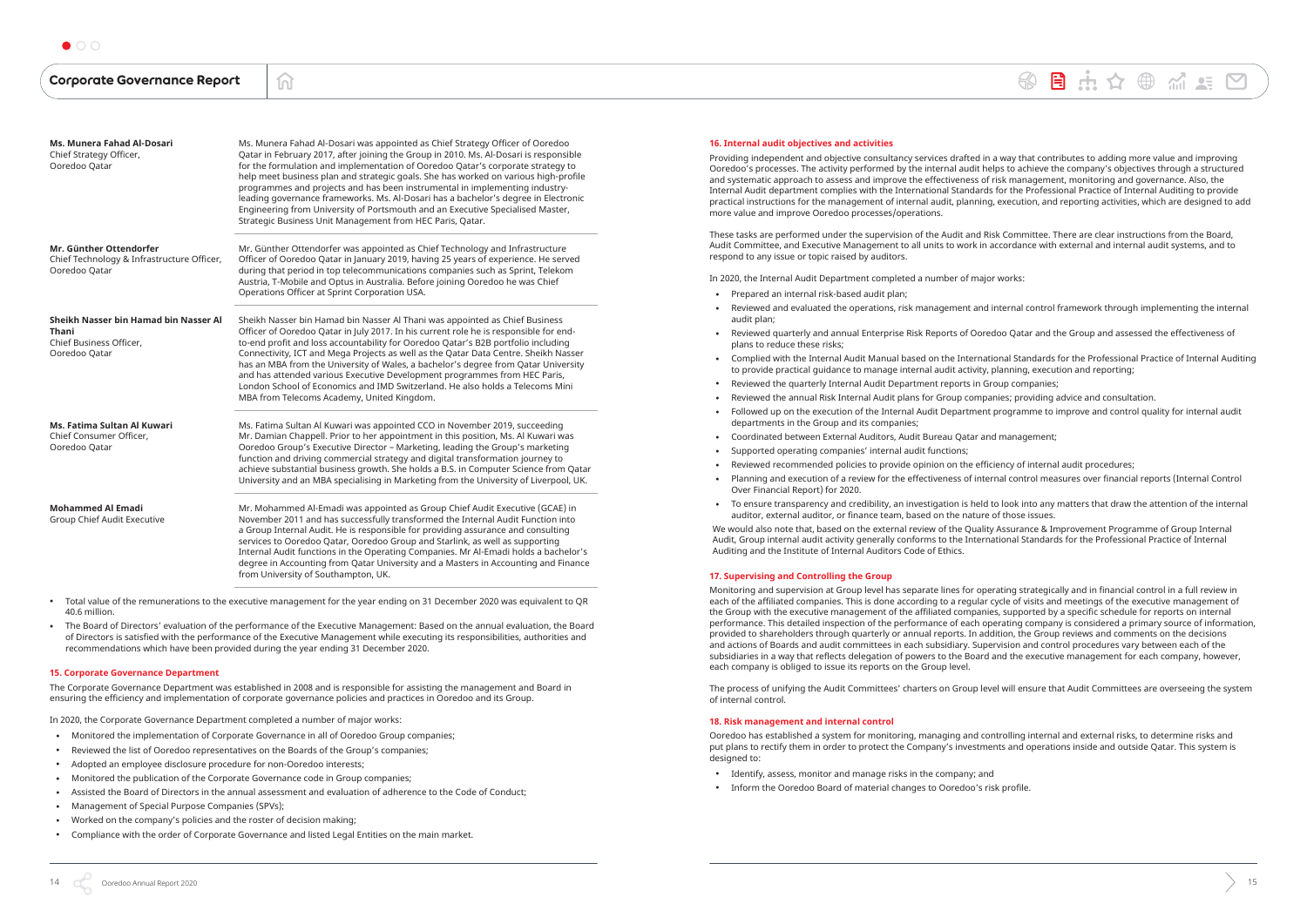| | |
|---|---|
| **Ms. Munera Fahad Al-Dosari**<br>Chief Strategy Officer,<br>Ooredoo Qatar | Ms. Munera Fahad Al-Dosari was appointed as Chief Strategy Officer of Ooredoo Qatar in February 2017, after joining the Group in 2010. Ms. Al-Dosari is responsible for the formulation and implementation of Ooredoo Qatar's corporate strategy to help meet business plan and strategic goals. She has worked on various high-profile programmes and projects and has been instrumental in implementing industry-leading governance frameworks. Ms. Al-Dosari has a bachelor's degree in Electronic Engineering from University of Portsmouth and an Executive Specialised Master, Strategic Business Unit Management from HEC Paris, Qatar. |
| **Mr. Günther Ottendorfer**<br>Chief Technology & Infrastructure Officer,<br>Ooredoo Qatar | Mr. Günther Ottendorfer was appointed as Chief Technology and Infrastructure Officer of Ooredoo Qatar in January 2019, having 25 years of experience. He served during that period in top telecommunications companies such as Sprint, Telekom Austria, T-Mobile and Optus in Australia. Before joining Ooredoo he was Chief Operations Officer at Sprint Corporation USA. |
| **Sheikh Nasser bin Hamad bin Nasser Al Thani**<br>Chief Business Officer,<br>Ooredoo Qatar | Sheikh Nasser bin Hamad bin Nasser Al Thani was appointed as Chief Business Officer of Ooredoo Qatar in July 2017. In his current role he is responsible for end-to-end profit and loss accountability for Ooredoo Qatar's B2B portfolio including Connectivity, ICT and Mega Projects as well as the Qatar Data Centre. Sheikh Nasser has an MBA from the University of Wales, a bachelor's degree from Qatar University and has attended various Executive Development programmes from HEC Paris, London School of Economics and IMD Switzerland. He also holds a Telecoms Mini MBA from Telecoms Academy, United Kingdom. |
| **Ms. Fatima Sultan Al Kuwari**<br>Chief Consumer Officer,<br>Ooredoo Qatar | Ms. Fatima Sultan Al Kuwari was appointed CCO in November 2019, succeeding Mr. Damian Chappell. Prior to her appointment in this position, Ms. Al Kuwari was Ooredoo Group's Executive Director – Marketing, leading the Group's marketing function and driving commercial strategy and digital transformation journey to achieve substantial business growth. She holds a B.S. in Computer Science from Qatar University and an MBA specialising in Marketing from the University of Liverpool, UK. |
| **Mohammed Al Emadi**<br>Group Chief Audit Executive | Mr. Mohammed Al-Emadi was appointed as Group Chief Audit Executive (GCAE) in November 2011 and has successfully transformed the Internal Audit Function into a Group Internal Audit. He is responsible for providing assurance and consulting services to Ooredoo Qatar, Ooredoo Group and Starlink, as well as supporting Internal Audit functions in the Operating Companies. Mr Al-Emadi holds a bachelor's degree in Accounting from Qatar University and a Masters in Accounting and Finance from University of Southampton, UK. |

- Total value of the remunerations to the executive management for the year ending on 31 December 2020 was equivalent to QR 40.6 million.
- The Board of Directors' evaluation of the performance of the Executive Management: Based on the annual evaluation, the Board of Directors is satisfied with the performance of the Executive Management while executing its responsibilities, authorities and recommendations which have been provided during the year ending 31 December 2020.

#### 15. Corporate Governance Department

The Corporate Governance Department was established in 2008 and is responsible for assisting the management and Board in ensuring the efficiency and implementation of corporate governance policies and practices in Ooredoo and its Group.

In 2020, the Corporate Governance Department completed a number of major works:

- Monitored the implementation of Corporate Governance in all of Ooredoo Group companies;
- Reviewed the list of Ooredoo representatives on the Boards of the Group's companies;
- Adopted an employee disclosure procedure for non-Ooredoo interests;
- Monitored the publication of the Corporate Governance code in Group companies;
- Assisted the Board of Directors in the annual assessment and evaluation of adherence to the Code of Conduct;
- Management of Special Purpose Companies (SPVs);
- Worked on the company's policies and the roster of decision making;
- Compliance with the order of Corporate Governance and listed Legal Entities on the main market.

#### 16. Internal audit objectives and activities

Providing independent and objective consultancy services drafted in a way that contributes to adding more value and improving Ooredoo's processes. The activity performed by the internal audit helps to achieve the company's objectives through a structured and systematic approach to assess and improve the effectiveness of risk management, monitoring and governance. Also, the Internal Audit department complies with the International Standards for the Professional Practice of Internal Auditing to provide practical instructions for the management of internal audit, planning, execution, and reporting activities, which are designed to add more value and improve Ooredoo processes/operations.

These tasks are performed under the supervision of the Audit and Risk Committee. There are clear instructions from the Board, Audit Committee, and Executive Management to all units to work in accordance with external and internal audit systems, and to respond to any issue or topic raised by auditors.

In 2020, the Internal Audit Department completed a number of major works:

- Prepared an internal risk-based audit plan;
- Reviewed and evaluated the operations, risk management and internal control framework through implementing the internal audit plan;
- Reviewed quarterly and annual Enterprise Risk Reports of Ooredoo Qatar and the Group and assessed the effectiveness of plans to reduce these risks;
- Complied with the Internal Audit Manual based on the International Standards for the Professional Practice of Internal Auditing to provide practical guidance to manage internal audit activity, planning, execution and reporting;
- Reviewed the quarterly Internal Audit Department reports in Group companies;
- Reviewed the annual Risk Internal Audit plans for Group companies; providing advice and consultation.
- Followed up on the execution of the Internal Audit Department programme to improve and control quality for internal audit departments in the Group and its companies;
- Coordinated between External Auditors, Audit Bureau Qatar and management;
- Supported operating companies' internal audit functions;
- Reviewed recommended policies to provide opinion on the efficiency of internal audit procedures;
- Planning and execution of a review for the effectiveness of internal control measures over financial reports (Internal Control Over Financial Report) for 2020.
- To ensure transparency and credibility, an investigation is held to look into any matters that draw the attention of the internal auditor, external auditor, or finance team, based on the nature of those issues.

We would also note that, based on the external review of the Quality Assurance & Improvement Programme of Group Internal Audit, Group internal audit activity generally conforms to the International Standards for the Professional Practice of Internal Auditing and the Institute of Internal Auditors Code of Ethics.

#### 17. Supervising and Controlling the Group

Monitoring and supervision at Group level has separate lines for operating strategically and in financial control in a full review in each of the affiliated companies. This is done according to a regular cycle of visits and meetings of the executive management of the Group with the executive management of the affiliated companies, supported by a specific schedule for reports on internal performance. This detailed inspection of the performance of each operating company is considered a primary source of information, provided to shareholders through quarterly or annual reports. In addition, the Group reviews and comments on the decisions and actions of Boards and audit committees in each subsidiary. Supervision and control procedures vary between each of the subsidiaries in a way that reflects delegation of powers to the Board and the executive management for each company, however, each company is obliged to issue its reports on the Group level.

The process of unifying the Audit Committees' charters on Group level will ensure that Audit Committees are overseeing the system of internal control.

#### 18. Risk management and internal control

Ooredoo has established a system for monitoring, managing and controlling internal and external risks, to determine risks and put plans to rectify them in order to protect the Company's investments and operations inside and outside Qatar. This system is designed to:

- Identify, assess, monitor and manage risks in the company; and
- Inform the Ooredoo Board of material changes to Ooredoo's risk profile.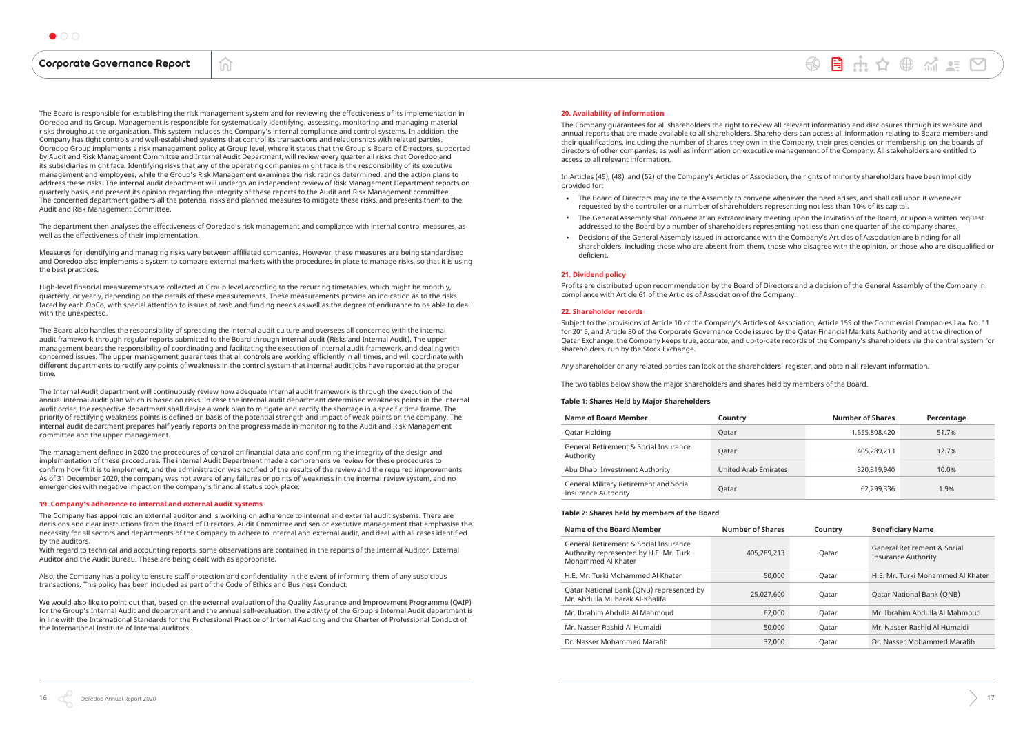The Board is responsible for establishing the risk management system and for reviewing the effectiveness of its implementation in Ooredoo and its Group. Management is responsible for systematically identifying, assessing, monitoring and managing material risks throughout the organisation. This system includes the Company's internal compliance and control systems. In addition, the Company has tight controls and well-established systems that control its transactions and relationships with related parties. Ooredoo Group implements a risk management policy at Group level, where it states that the Group's Board of Directors, supported by Audit and Risk Management Committee and Internal Audit Department, will review every quarter all risks that Ooredoo and its subsidiaries might face. Identifying risks that any of the operating companies might face is the responsibility of its executive management and employees, while the Group's Risk Management examines the risk ratings determined, and the action plans to address these risks. The internal audit department will undergo an independent review of Risk Management Department reports on quarterly basis, and present its opinion regarding the integrity of these reports to the Audit and Risk Management committee. The concerned department gathers all the potential risks and planned measures to mitigate these risks, and presents them to the Audit and Risk Management Committee.

The department then analyses the effectiveness of Ooredoo's risk management and compliance with internal control measures, as well as the effectiveness of their implementation.

Measures for identifying and managing risks vary between affiliated companies. However, these measures are being standardised and Ooredoo also implements a system to compare external markets with the procedures in place to manage risks, so that it is using the best practices.

High-level financial measurements are collected at Group level according to the recurring timetables, which might be monthly, quarterly, or yearly, depending on the details of these measurements. These measurements provide an indication as to the risks faced by each OpCo, with special attention to issues of cash and funding needs as well as the degree of endurance to be able to deal with the unexpected.

The Board also handles the responsibility of spreading the internal audit culture and oversees all concerned with the internal audit framework through regular reports submitted to the Board through internal audit (Risks and Internal Audit). The upper management bears the responsibility of coordinating and facilitating the execution of internal audit framework, and dealing with concerned issues. The upper management guarantees that all controls are working efficiently in all times, and will coordinate with different departments to rectify any points of weakness in the control system that internal audit jobs have reported at the proper time.

The Internal Audit department will continuously review how adequate internal audit framework is through the execution of the annual internal audit plan which is based on risks. In case the internal audit department determined weakness points in the internal audit order, the respective department shall devise a work plan to mitigate and rectify the shortage in a specific time frame. The priority of rectifying weakness points is defined on basis of the potential strength and impact of weak points on the company. The internal audit department prepares half yearly reports on the progress made in monitoring to the Audit and Risk Management committee and the upper management.

The management defined in 2020 the procedures of control on financial data and confirming the integrity of the design and implementation of these procedures. The internal Audit Department made a comprehensive review for these procedures to confirm how fit it is to implement, and the administration was notified of the results of the review and the required improvements. As of 31 December 2020, the company was not aware of any failures or points of weakness in the internal review system, and no emergencies with negative impact on the company's financial status took place.

### 19. Company's adherence to internal and external audit systems

The Company has appointed an external auditor and is working on adherence to internal and external audit systems. There are decisions and clear instructions from the Board of Directors, Audit Committee and senior executive management that emphasise the necessity for all sectors and departments of the Company to adhere to internal and external audit, and deal with all cases identified by the auditors.
With regard to technical and accounting reports, some observations are contained in the reports of the Internal Auditor, External Auditor and the Audit Bureau. These are being dealt with as appropriate.

Also, the Company has a policy to ensure staff protection and confidentiality in the event of informing them of any suspicious transactions. This policy has been included as part of the Code of Ethics and Business Conduct.

We would also like to point out that, based on the external evaluation of the Quality Assurance and Improvement Programme (QAIP) for the Group's Internal Audit and department and the annual self-evaluation, the activity of the Group's Internal Audit department is in line with the International Standards for the Professional Practice of Internal Auditing and the Charter of Professional Conduct of the International Institute of Internal auditors.

### 20. Availability of information

The Company guarantees for all shareholders the right to review all relevant information and disclosures through its website and annual reports that are made available to all shareholders. Shareholders can access all information relating to Board members and their qualifications, including the number of shares they own in the Company, their presidencies or membership on the boards of directors of other companies, as well as information on executive management of the Company. All stakeholders are entitled to access to all relevant information.

In Articles (45), (48), and (52) of the Company's Articles of Association, the rights of minority shareholders have been implicitly provided for:

- The Board of Directors may invite the Assembly to convene whenever the need arises, and shall call upon it whenever requested by the controller or a number of shareholders representing not less than 10% of its capital.
- The General Assembly shall convene at an extraordinary meeting upon the invitation of the Board, or upon a written request addressed to the Board by a number of shareholders representing not less than one quarter of the company shares.
- Decisions of the General Assembly issued in accordance with the Company's Articles of Association are binding for all shareholders, including those who are absent from them, those who disagree with the opinion, or those who are disqualified or deficient.

### 21. Dividend policy

Profits are distributed upon recommendation by the Board of Directors and a decision of the General Assembly of the Company in compliance with Article 61 of the Articles of Association of the Company.

### 22. Shareholder records

Subject to the provisions of Article 10 of the Company's Articles of Association, Article 159 of the Commercial Companies Law No. 11 for 2015, and Article 30 of the Corporate Governance Code issued by the Qatar Financial Markets Authority and at the direction of Qatar Exchange, the Company keeps true, accurate, and up-to-date records of the Company's shareholders via the central system for shareholders, run by the Stock Exchange.

Any shareholder or any related parties can look at the shareholders' register, and obtain all relevant information.

The two tables below show the major shareholders and shares held by members of the Board.

**Table 1: Shares Held by Major Shareholders**

| Name of Board Member | Country | Number of Shares | Percentage |
|---|---|---|---|
| Qatar Holding | Qatar | 1,655,808,420 | 51.7% |
| General Retirement & Social Insurance Authority | Qatar | 405,289,213 | 12.7% |
| Abu Dhabi Investment Authority | United Arab Emirates | 320,319,940 | 10.0% |
| General Military Retirement and Social Insurance Authority | Qatar | 62,299,336 | 1.9% |

**Table 2: Shares held by members of the Board**

| Name of the Board Member | Number of Shares | Country | Beneficiary Name |
|---|---|---|---|
| General Retirement & Social Insurance Authority represented by H.E. Mr. Turki Mohammed Al Khater | 405,289,213 | Qatar | General Retirement & Social Insurance Authority |
| H.E. Mr. Turki Mohammed Al Khater | 50,000 | Qatar | H.E. Mr. Turki Mohammed Al Khater |
| Qatar National Bank (QNB) represented by Mr. Abdulla Mubarak Al-Khalifa | 25,027,600 | Qatar | Qatar National Bank (QNB) |
| Mr. Ibrahim Abdulla Al Mahmoud | 62,000 | Qatar | Mr. Ibrahim Abdulla Al Mahmoud |
| Mr. Nasser Rashid Al Humaidi | 50,000 | Qatar | Mr. Nasser Rashid Al Humaidi |
| Dr. Nasser Mohammed Marafih | 32,000 | Qatar | Dr. Nasser Mohammed Marafih |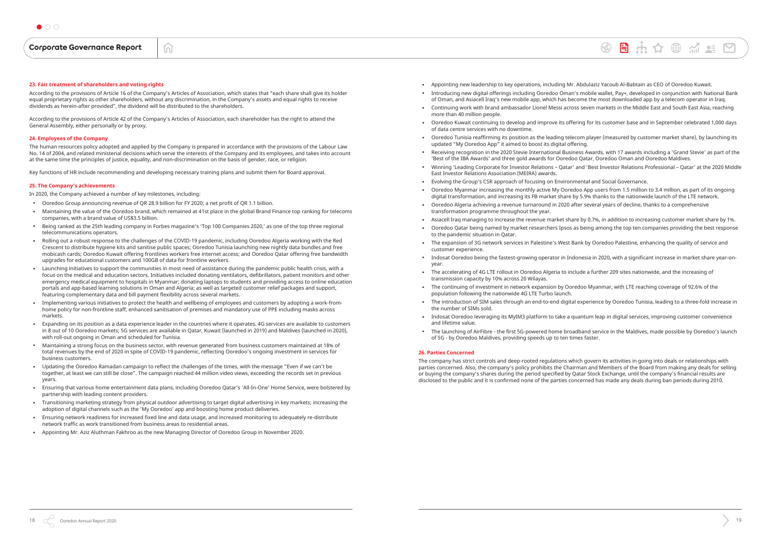### 23. Fair treatment of shareholders and voting rights

According to the provisions of Article 16 of the Company's Articles of Association, which states that "each share shall give its holder equal proprietary rights as other shareholders, without any discrimination, in the Company's assets and equal rights to receive dividends as herein-after provided", the dividend will be distributed to the shareholders.

According to the provisions of Article 42 of the Company's Articles of Association, each shareholder has the right to attend the General Assembly, either personally or by proxy.

### 24. Employees of the Company

The human resources policy adopted and applied by the Company is prepared in accordance with the provisions of the Labour Law No. 14 of 2004, and related ministerial decisions which serve the interests of the Company and its employees, and takes into account at the same time the principles of justice, equality, and non-discrimination on the basis of gender, race, or religion.

Key functions of HR include recommending and developing necessary training plans and submit them for Board approval.

### 25. The Company's achievements

In 2020, the Company achieved a number of key milestones, including:

- Ooredoo Group announcing revenue of QR 28.9 billion for FY 2020; a net profit of QR 1.1 billion.
- Maintaining the value of the Ooredoo brand, which remained at 41st place in the global Brand Finance top ranking for telecoms companies, with a brand value of US$3.5 billion.
- Being ranked as the 25th leading company in Forbes magazine's 'Top 100 Companies 2020,' as one of the top three regional telecommunications operators.
- Rolling out a robust response to the challenges of the COVID-19 pandemic, including Ooredoo Algeria working with the Red Crescent to distribute hygiene kits and sanitise public spaces; Ooredoo Tunisia launching new nightly data bundles and free mobicash cards; Ooredoo Kuwait offering frontlines workers free internet access; and Ooredoo Qatar offering free bandwidth upgrades for educational customers and 100GB of data for frontline workers.
- Launching initiatives to support the communities in most need of assistance during the pandemic public health crisis, with a focus on the medical and education sectors. Initiatives included donating ventilators, defibrillators, patient monitors and other emergency medical equipment to hospitals in Myanmar; donating laptops to students and providing access to online education portals and app-based learning solutions in Oman and Algeria; as well as targeted customer relief packages and support, featuring complementary data and bill payment flexibility across several markets.
- Implementing various initiatives to protect the health and wellbeing of employees and customers by adopting a work-from-home policy for non-frontline staff, enhanced sanitisation of premises and mandatory use of PPE including masks across markets.
- Expanding on its position as a data experience leader in the countries where it operates. 4G services are available to customers in 8 out of 10 Ooredoo markets; 5G services are available in Qatar, Kuwait (launched in 2019) and Maldives (launched in 2020), with roll-out ongoing in Oman and scheduled for Tunisia.
- Maintaining a strong focus on the business sector, with revenue generated from business customers maintained at 18% of total revenues by the end of 2020 in spite of COVID-19 pandemic, reflecting Ooredoo's ongoing investment in services for business customers.
- Updating the Ooredoo Ramadan campaign to reflect the challenges of the times, with the message "Even if we can't be together, at least we can still be close". The campaign reached 44 million video views, exceeding the records set in previous years.
- Ensuring that various home entertainment data plans, including Ooredoo Qatar's 'All-In-One' Home Service, were bolstered by partnership with leading content providers.
- Transitioning marketing strategy from physical outdoor advertising to target digital advertising in key markets; increasing the adoption of digital channels such as the 'My Ooredoo' app and boosting home product deliveries.
- Ensuring network readiness for increased fixed line and data usage, and increased monitoring to adequately re-distribute network traffic as work transitioned from business areas to residential areas.
- Appointing Mr. Aziz Aluthman Fakhroo as the new Managing Director of Ooredoo Group in November 2020.
- Appointing new leadership to key operations, including Mr. Abdulaziz Yacoub Al-Babtain as CEO of Ooredoo Kuwait.
- Introducing new digital offerings including Ooredoo Oman's mobile wallet, Pay+, developed in conjunction with National Bank of Oman, and Asiacell Iraq's new mobile app, which has become the most downloaded app by a telecom operator in Iraq.
- Continuing work with brand ambassador Lionel Messi across seven markets in the Middle East and South East Asia, reaching more than 40 million people.
- Ooredoo Kuwait continuing to develop and improve its offering for its customer base and in September celebrated 1,000 days of data centre services with no downtime.
- Ooredoo Tunisia reaffirming its position as the leading telecom player (measured by customer market share), by launching its updated "My Ooredoo App" it aimed to boost its digital offering.
- Receiving recognition in the 2020 Stevie International Business Awards, with 17 awards including a 'Grand Stevie' as part of the 'Best of the IBA Awards' and three gold awards for Ooredoo Qatar, Ooredoo Oman and Ooredoo Maldives.
- Winning 'Leading Corporate for Investor Relations – Qatar' and 'Best Investor Relations Professional – Qatar' at the 2020 Middle East Investor Relations Association (MEIRA) awards.
- Evolving the Group's CSR approach of focusing on Environmental and Social Governance.
- Ooredoo Myanmar increasing the monthly active My Ooredoo App users from 1.5 million to 3.4 million, as part of its ongoing digital transformation, and increasing its FB market share by 5.9% thanks to the nationwide launch of the LTE network.
- Ooredoo Algeria achieving a revenue turnaround in 2020 after several years of decline, thanks to a comprehensive transformation programme throughout the year.
- Asiacell Iraq managing to increase the revenue market share by 0.7%, in addition to increasing customer market share by 1%.
- Ooredoo Qatar being named by market researchers Ipsos as being among the top ten companies providing the best response to the pandemic situation in Qatar.
- The expansion of 3G network services in Palestine's West Bank by Ooredoo Palestine, enhancing the quality of service and customer experience.
- Indosat Ooredoo being the fastest-growing operator in Indonesia in 2020, with a significant increase in market share year-on-year.
- The accelerating of 4G LTE rollout in Ooredoo Algeria to include a further 209 sites nationwide, and the increasing of transmission capacity by 10% across 20 Wilayas.
- The continuing of investment in network expansion by Ooredoo Myanmar, with LTE reaching coverage of 92.6% of the population following the nationwide 4G LTE Turbo launch.
- The introduction of SIM sales through an end-to-end digital experience by Ooredoo Tunisia, leading to a three-fold increase in the number of SIMs sold.
- Indosat Ooredoo leveraging its MyIM3 platform to take a quantum leap in digital services, improving customer convenience and lifetime value.
- The launching of AirFibre - the first 5G-powered home broadband service in the Maldives, made possible by Ooredoo's launch of 5G - by Ooredoo Maldives, providing speeds up to ten times faster.

### 26. Parties Concerned

The company has strict controls and deep-rooted regulations which govern its activities in going into deals or relationships with parties concerned. Also, the company's policy prohibits the Chairman and Members of the Board from making any deals for selling or buying the company's shares during the period specified by Qatar Stock Exchange, until the company's financial results are disclosed to the public and it is confirmed none of the parties concerned has made any deals during ban periods during 2010.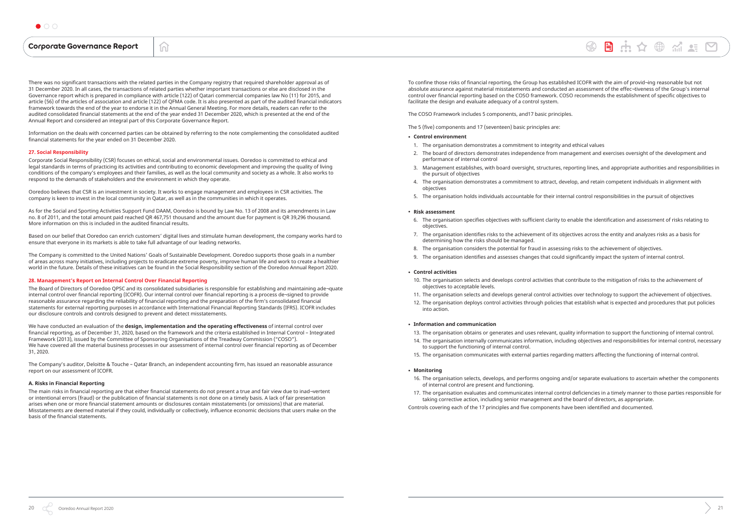There was no significant transactions with the related parties in the Company registry that required shareholder approval as of 31 December 2020. In all cases, the transactions of related parties whether important transactions or else are disclosed in the Governance report which is prepared in compliance with article (122) of Qatari commercial companies law No (11) for 2015, and article (56) of the articles of association and article (122) of QFMA code. It is also presented as part of the audited financial indicators framework towards the end of the year to endorse it in the Annual General Meeting. For more details, readers can refer to the audited consolidated financial statements at the end of the year ended 31 December 2020, which is presented at the end of the Annual Report and considered an integral part of this Corporate Governance Report.

Information on the deals with concerned parties can be obtained by referring to the note complementing the consolidated audited financial statements for the year ended on 31 December 2020.

## 27. Social Responsibility

Corporate Social Responsibility (CSR) focuses on ethical, social and environmental issues. Ooredoo is committed to ethical and legal standards in terms of practicing its activities and contributing to economic development and improving the quality of living conditions of the company's employees and their families, as well as the local community and society as a whole. It also works to respond to the demands of stakeholders and the environment in which they operate.

Ooredoo believes that CSR is an investment in society. It works to engage management and employees in CSR activities. The company is keen to invest in the local community in Qatar, as well as in the communities in which it operates.

As for the Social and Sporting Activities Support Fund DAAM, Ooredoo is bound by Law No. 13 of 2008 and its amendments in Law no. 8 of 2011, and the total amount paid reached QR 467,751 thousand and the amount due for payment is QR 39,296 thousand. More information on this is included in the audited financial results.

Based on our belief that Ooredoo can enrich customers' digital lives and stimulate human development, the company works hard to ensure that everyone in its markets is able to take full advantage of our leading networks.

The Company is committed to the United Nations' Goals of Sustainable Development. Ooredoo supports those goals in a number of areas across many initiatives, including projects to eradicate extreme poverty, improve human life and work to create a healthier world in the future. Details of these initiatives can be found in the Social Responsibility section of the Ooredoo Annual Report 2020.

## 28. Management's Report on Internal Control Over Financial Reporting

The Board of Directors of Ooredoo QPSC and its consolidated subsidiaries is responsible for establishing and maintaining ade¬quate internal control over financial reporting (ICOFR). Our internal control over financial reporting is a process de¬signed to provide reasonable assurance regarding the reliability of financial reporting and the preparation of the firm's consolidated financial statements for external reporting purposes in accordance with International Financial Reporting Standards (IFRS). ICOFR includes our disclosure controls and controls designed to prevent and detect misstatements.

We have conducted an evaluation of the **design, implementation and the operating effectiveness** of internal control over financial reporting, as of December 31, 2020, based on the framework and the criteria established in Internal Control – Integrated Framework (2013), issued by the Committee of Sponsoring Organisations of the Treadway Commission ("COSO").
We have covered all the material business processes in our assessment of internal control over financial reporting as of December 31, 2020.

The Company's auditor, Deloitte & Touche – Qatar Branch, an independent accounting firm, has issued an reasonable assurance report on our assessment of ICOFR.

### A. Risks in Financial Reporting

The main risks in financial reporting are that either financial statements do not present a true and fair view due to inad¬vertent or intentional errors (fraud) or the publication of financial statements is not done on a timely basis. A lack of fair presentation arises when one or more financial statement amounts or disclosures contain misstatements (or omissions) that are material. Misstatements are deemed material if they could, individually or collectively, influence economic decisions that users make on the basis of the financial statements.

To confine those risks of financial reporting, the Group has established ICOFR with the aim of provid¬ing reasonable but not absolute assurance against material misstatements and conducted an assessment of the effec¬tiveness of the Group's internal control over financial reporting based on the COSO framework. COSO recommends the establishment of specific objectives to facilitate the design and evaluate adequacy of a control system.

The COSO Framework includes 5 components, and17 basic principles.

The 5 (five) components and 17 (seventeen) basic principles are:

- **Control environment**
  1. The organisation demonstrates a commitment to integrity and ethical values
  2. The board of directors demonstrates independence from management and exercises oversight of the development and performance of internal control
  3. Management establishes, with board oversight, structures, reporting lines, and appropriate authorities and responsibilities in the pursuit of objectives
  4. The organisation demonstrates a commitment to attract, develop, and retain competent individuals in alignment with objectives
  5. The organisation holds individuals accountable for their internal control responsibilities in the pursuit of objectives

- **Risk assessment**
  6. The organisation specifies objectives with sufficient clarity to enable the identification and assessment of risks relating to objectives.
  7. The organisation identifies risks to the achievement of its objectives across the entity and analyzes risks as a basis for determining how the risks should be managed.
  8. The organisation considers the potential for fraud in assessing risks to the achievement of objectives.
  9. The organisation identifies and assesses changes that could significantly impact the system of internal control.

- **Control activities**
  10. The organisation selects and develops control activities that contribute to the mitigation of risks to the achievement of objectives to acceptable levels.
  11. The organisation selects and develops general control activities over technology to support the achievement of objectives.
  12. The organisation deploys control activities through policies that establish what is expected and procedures that put policies into action.

- **Information and communication**
  13. The organisation obtains or generates and uses relevant, quality information to support the functioning of internal control.
  14. The organisation internally communicates information, including objectives and responsibilities for internal control, necessary to support the functioning of internal control.
  15. The organisation communicates with external parties regarding matters affecting the functioning of internal control.

- **Monitoring**
  16. The organisation selects, develops, and performs ongoing and/or separate evaluations to ascertain whether the components of internal control are present and functioning.
  17. The organisation evaluates and communicates internal control deficiencies in a timely manner to those parties responsible for taking corrective action, including senior management and the board of directors, as appropriate.

Controls covering each of the 17 principles and five components have been identified and documented.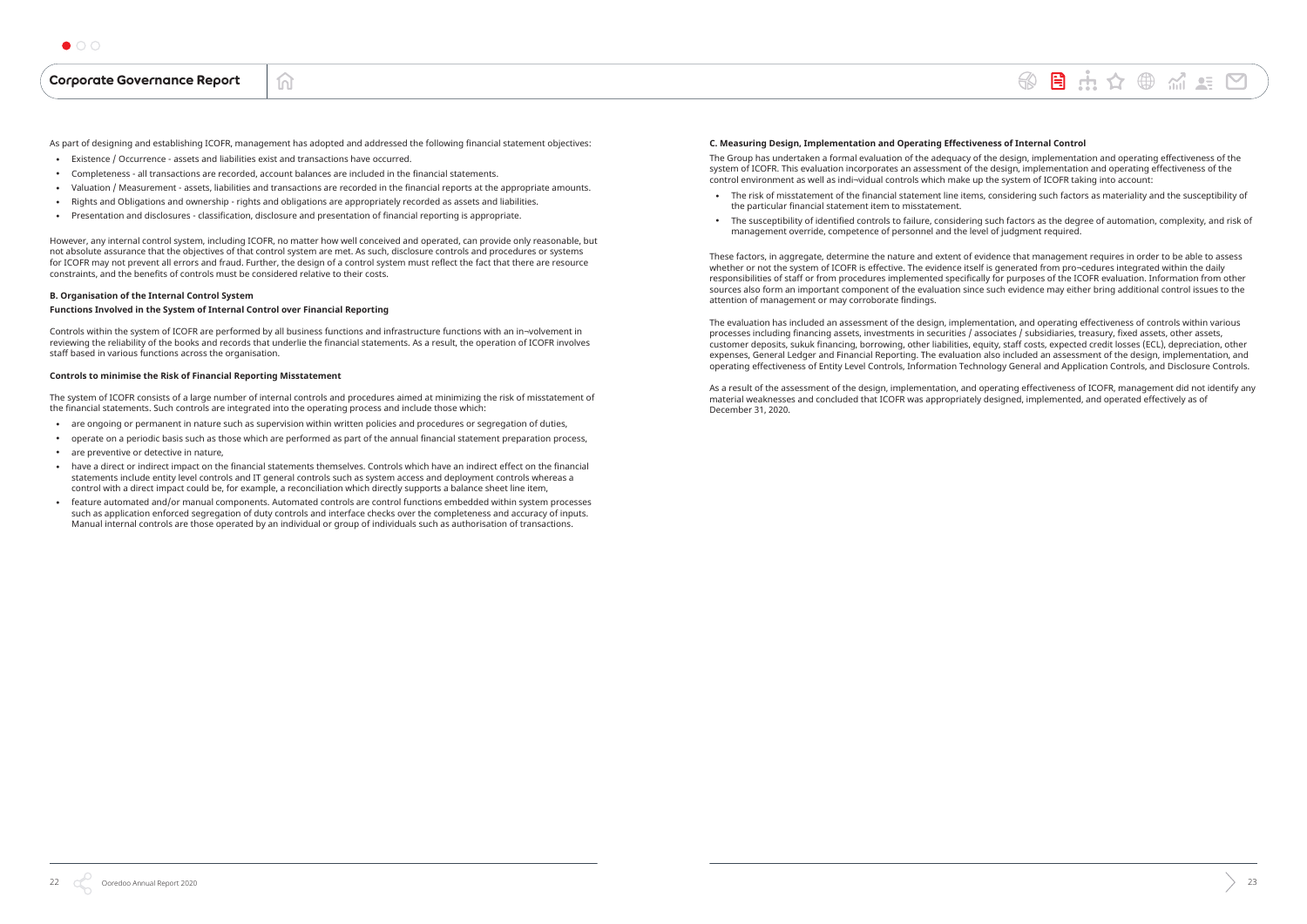As part of designing and establishing ICOFR, management has adopted and addressed the following financial statement objectives:

- Existence / Occurrence - assets and liabilities exist and transactions have occurred.
- Completeness - all transactions are recorded, account balances are included in the financial statements.
- Valuation / Measurement - assets, liabilities and transactions are recorded in the financial reports at the appropriate amounts.
- Rights and Obligations and ownership - rights and obligations are appropriately recorded as assets and liabilities.
- Presentation and disclosures - classification, disclosure and presentation of financial reporting is appropriate.

However, any internal control system, including ICOFR, no matter how well conceived and operated, can provide only reasonable, but not absolute assurance that the objectives of that control system are met. As such, disclosure controls and procedures or systems for ICOFR may not prevent all errors and fraud. Further, the design of a control system must reflect the fact that there are resource constraints, and the benefits of controls must be considered relative to their costs.

**B. Organisation of the Internal Control System**

**Functions Involved in the System of Internal Control over Financial Reporting**

Controls within the system of ICOFR are performed by all business functions and infrastructure functions with an in¬volvement in reviewing the reliability of the books and records that underlie the financial statements. As a result, the operation of ICOFR involves staff based in various functions across the organisation.

**Controls to minimise the Risk of Financial Reporting Misstatement**

The system of ICOFR consists of a large number of internal controls and procedures aimed at minimizing the risk of misstatement of the financial statements. Such controls are integrated into the operating process and include those which:

- are ongoing or permanent in nature such as supervision within written policies and procedures or segregation of duties,
- operate on a periodic basis such as those which are performed as part of the annual financial statement preparation process,
- are preventive or detective in nature,
- have a direct or indirect impact on the financial statements themselves. Controls which have an indirect effect on the financial statements include entity level controls and IT general controls such as system access and deployment controls whereas a control with a direct impact could be, for example, a reconciliation which directly supports a balance sheet line item,
- feature automated and/or manual components. Automated controls are control functions embedded within system processes such as application enforced segregation of duty controls and interface checks over the completeness and accuracy of inputs. Manual internal controls are those operated by an individual or group of individuals such as authorisation of transactions.

**C. Measuring Design, Implementation and Operating Effectiveness of Internal Control**

The Group has undertaken a formal evaluation of the adequacy of the design, implementation and operating effectiveness of the system of ICOFR. This evaluation incorporates an assessment of the design, implementation and operating effectiveness of the control environment as well as indi¬vidual controls which make up the system of ICOFR taking into account:

- The risk of misstatement of the financial statement line items, considering such factors as materiality and the susceptibility of the particular financial statement item to misstatement.
- The susceptibility of identified controls to failure, considering such factors as the degree of automation, complexity, and risk of management override, competence of personnel and the level of judgment required.

These factors, in aggregate, determine the nature and extent of evidence that management requires in order to be able to assess whether or not the system of ICOFR is effective. The evidence itself is generated from pro¬cedures integrated within the daily responsibilities of staff or from procedures implemented specifically for purposes of the ICOFR evaluation. Information from other sources also form an important component of the evaluation since such evidence may either bring additional control issues to the attention of management or may corroborate findings.

The evaluation has included an assessment of the design, implementation, and operating effectiveness of controls within various processes including financing assets, investments in securities / associates / subsidiaries, treasury, fixed assets, other assets, customer deposits, sukuk financing, borrowing, other liabilities, equity, staff costs, expected credit losses (ECL), depreciation, other expenses, General Ledger and Financial Reporting. The evaluation also included an assessment of the design, implementation, and operating effectiveness of Entity Level Controls, Information Technology General and Application Controls, and Disclosure Controls.

As a result of the assessment of the design, implementation, and operating effectiveness of ICOFR, management did not identify any material weaknesses and concluded that ICOFR was appropriately designed, implemented, and operated effectively as of December 31, 2020.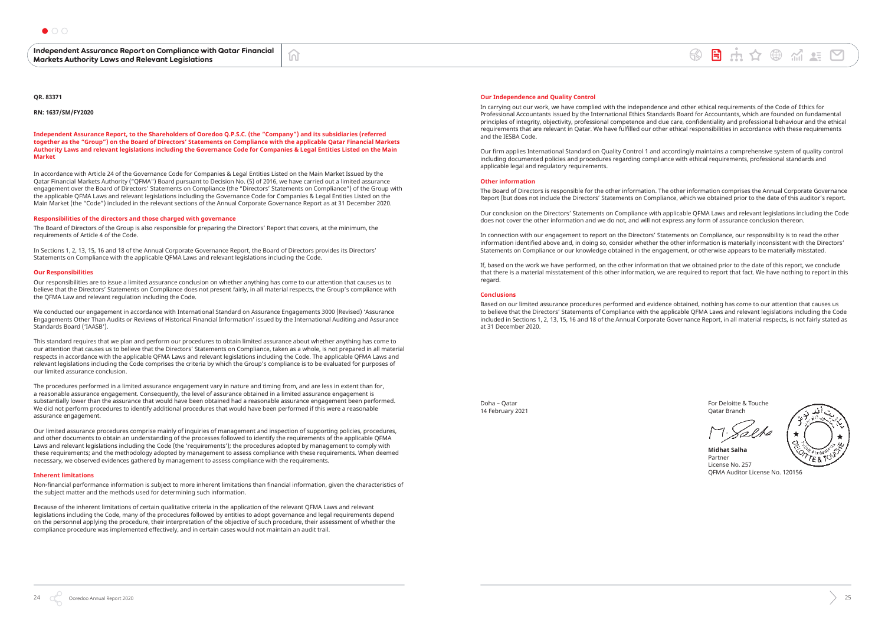QR. 83371

RN: 1637/SM/FY2020

**Independent Assurance Report, to the Shareholders of Ooredoo Q.P.S.C. (the "Company") and its subsidiaries (referred together as the "Group") on the Board of Directors' Statements on Compliance with the applicable Qatar Financial Markets Authority Laws and relevant legislations including the Governance Code for Companies & Legal Entities Listed on the Main Market**

In accordance with Article 24 of the Governance Code for Companies & Legal Entities Listed on the Main Market Issued by the Qatar Financial Markets Authority ("QFMA") Board pursuant to Decision No. (5) of 2016, we have carried out a limited assurance engagement over the Board of Directors' Statements on Compliance (the "Directors' Statements on Compliance") of the Group with the applicable QFMA Laws and relevant legislations including the Governance Code for Companies & Legal Entities Listed on the Main Market (the "Code") included in the relevant sections of the Annual Corporate Governance Report as at 31 December 2020.

### Responsibilities of the directors and those charged with governance

The Board of Directors of the Group is also responsible for preparing the Directors' Report that covers, at the minimum, the requirements of Article 4 of the Code.

In Sections 1, 2, 13, 15, 16 and 18 of the Annual Corporate Governance Report, the Board of Directors provides its Directors' Statements on Compliance with the applicable QFMA Laws and relevant legislations including the Code.

### Our Responsibilities

Our responsibilities are to issue a limited assurance conclusion on whether anything has come to our attention that causes us to believe that the Directors' Statements on Compliance does not present fairly, in all material respects, the Group's compliance with the QFMA Law and relevant regulation including the Code.

We conducted our engagement in accordance with International Standard on Assurance Engagements 3000 (Revised) 'Assurance Engagements Other Than Audits or Reviews of Historical Financial Information' issued by the International Auditing and Assurance Standards Board ('IAASB').

This standard requires that we plan and perform our procedures to obtain limited assurance about whether anything has come to our attention that causes us to believe that the Directors' Statements on Compliance, taken as a whole, is not prepared in all material respects in accordance with the applicable QFMA Laws and relevant legislations including the Code. The applicable QFMA Laws and relevant legislations including the Code comprises the criteria by which the Group's compliance is to be evaluated for purposes of our limited assurance conclusion.

The procedures performed in a limited assurance engagement vary in nature and timing from, and are less in extent than for, a reasonable assurance engagement. Consequently, the level of assurance obtained in a limited assurance engagement is substantially lower than the assurance that would have been obtained had a reasonable assurance engagement been performed. We did not perform procedures to identify additional procedures that would have been performed if this were a reasonable assurance engagement.

Our limited assurance procedures comprise mainly of inquiries of management and inspection of supporting policies, procedures, and other documents to obtain an understanding of the processes followed to identify the requirements of the applicable QFMA Laws and relevant legislations including the Code (the 'requirements'); the procedures adopted by management to comply with these requirements; and the methodology adopted by management to assess compliance with these requirements. When deemed necessary, we observed evidences gathered by management to assess compliance with the requirements.

### Inherent limitations

Non-financial performance information is subject to more inherent limitations than financial information, given the characteristics of the subject matter and the methods used for determining such information.

Because of the inherent limitations of certain qualitative criteria in the application of the relevant QFMA Laws and relevant legislations including the Code, many of the procedures followed by entities to adopt governance and legal requirements depend on the personnel applying the procedure, their interpretation of the objective of such procedure, their assessment of whether the compliance procedure was implemented effectively, and in certain cases would not maintain an audit trail.

### Our Independence and Quality Control

In carrying out our work, we have complied with the independence and other ethical requirements of the Code of Ethics for Professional Accountants issued by the International Ethics Standards Board for Accountants, which are founded on fundamental principles of integrity, objectivity, professional competence and due care, confidentiality and professional behaviour and the ethical requirements that are relevant in Qatar. We have fulfilled our other ethical responsibilities in accordance with these requirements and the IESBA Code.

Our firm applies International Standard on Quality Control 1 and accordingly maintains a comprehensive system of quality control including documented policies and procedures regarding compliance with ethical requirements, professional standards and applicable legal and regulatory requirements.

### Other information

The Board of Directors is responsible for the other information. The other information comprises the Annual Corporate Governance Report (but does not include the Directors' Statements on Compliance, which we obtained prior to the date of this auditor's report.

Our conclusion on the Directors' Statements on Compliance with applicable QFMA Laws and relevant legislations including the Code does not cover the other information and we do not, and will not express any form of assurance conclusion thereon.

In connection with our engagement to report on the Directors' Statements on Compliance, our responsibility is to read the other information identified above and, in doing so, consider whether the other information is materially inconsistent with the Directors' Statements on Compliance or our knowledge obtained in the engagement, or otherwise appears to be materially misstated.

If, based on the work we have performed, on the other information that we obtained prior to the date of this report, we conclude that there is a material misstatement of this other information, we are required to report that fact. We have nothing to report in this regard.

### Conclusions

Based on our limited assurance procedures performed and evidence obtained, nothing has come to our attention that causes us to believe that the Directors' Statements of Compliance with the applicable QFMA Laws and relevant legislations including the Code included in Sections 1, 2, 13, 15, 16 and 18 of the Annual Corporate Governance Report, in all material respects, is not fairly stated as at 31 December 2020.

Doha – Qatar
14 February 2021

For Deloitte & Touche
Qatar Branch

**Midhat Salha**
Partner
License No. 257
QFMA Auditor License No. 120156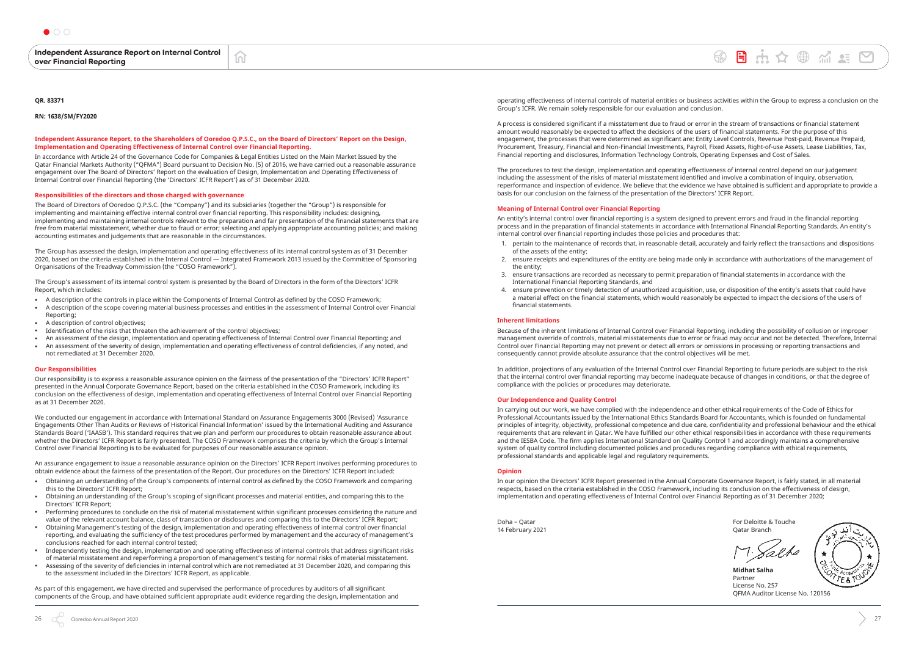**QR. 83371**

**RN: 1638/SM/FY2020**

**Independent Assurance Report, to the Shareholders of Ooredoo Q.P.S.C., on the Board of Directors' Report on the Design, Implementation and Operating Effectiveness of Internal Control over Financial Reporting.**

In accordance with Article 24 of the Governance Code for Companies & Legal Entities Listed on the Main Market Issued by the Qatar Financial Markets Authority ("QFMA") Board pursuant to Decision No. (5) of 2016, we have carried out a reasonable assurance engagement over The Board of Directors' Report on the evaluation of Design, Implementation and Operating Effectiveness of Internal Control over Financial Reporting (the 'Directors' ICFR Report') as of 31 December 2020.

**Responsibilities of the directors and those charged with governance**

The Board of Directors of Ooredoo Q.P.S.C. (the "Company") and its subsidiaries (together the "Group") is responsible for implementing and maintaining effective internal control over financial reporting. This responsibility includes: designing, implementing and maintaining internal controls relevant to the preparation and fair presentation of the financial statements that are free from material misstatement, whether due to fraud or error; selecting and applying appropriate accounting policies; and making accounting estimates and judgements that are reasonable in the circumstances.

The Group has assessed the design, implementation and operating effectiveness of its internal control system as of 31 December 2020, based on the criteria established in the Internal Control — Integrated Framework 2013 issued by the Committee of Sponsoring Organisations of the Treadway Commission (the "COSO Framework").

The Group's assessment of its internal control system is presented by the Board of Directors in the form of the Directors' ICFR Report, which includes:

- A description of the controls in place within the Components of Internal Control as defined by the COSO Framework;
- A description of the scope covering material business processes and entities in the assessment of Internal Control over Financial Reporting;
- A description of control objectives;
- Identification of the risks that threaten the achievement of the control objectives;
- An assessment of the design, implementation and operating effectiveness of Internal Control over Financial Reporting; and
- An assessment of the severity of design, implementation and operating effectiveness of control deficiencies, if any noted, and not remediated at 31 December 2020.

**Our Responsibilities**

Our responsibility is to express a reasonable assurance opinion on the fairness of the presentation of the "Directors' ICFR Report" presented in the Annual Corporate Governance Report, based on the criteria established in the COSO Framework, including its conclusion on the effectiveness of design, implementation and operating effectiveness of Internal Control over Financial Reporting as at 31 December 2020.

We conducted our engagement in accordance with International Standard on Assurance Engagements 3000 (Revised) 'Assurance Engagements Other Than Audits or Reviews of Historical Financial Information' issued by the International Auditing and Assurance Standards Board ('IAASB'). This standard requires that we plan and perform our procedures to obtain reasonable assurance about whether the Directors' ICFR Report is fairly presented. The COSO Framework comprises the criteria by which the Group's Internal Control over Financial Reporting is to be evaluated for purposes of our reasonable assurance opinion.

An assurance engagement to issue a reasonable assurance opinion on the Directors' ICFR Report involves performing procedures to obtain evidence about the fairness of the presentation of the Report. Our procedures on the Directors' ICFR Report included:

- Obtaining an understanding of the Group's components of internal control as defined by the COSO Framework and comparing this to the Directors' ICFR Report;
- Obtaining an understanding of the Group's scoping of significant processes and material entities, and comparing this to the Directors' ICFR Report;
- Performing procedures to conclude on the risk of material misstatement within significant processes considering the nature and value of the relevant account balance, class of transaction or disclosures and comparing this to the Directors' ICFR Report;
- Obtaining Management's testing of the design, implementation and operating effectiveness of internal control over financial reporting, and evaluating the sufficiency of the test procedures performed by management and the accuracy of management's conclusions reached for each internal control tested;
- Independently testing the design, implementation and operating effectiveness of internal controls that address significant risks of material misstatement and reperforming a proportion of management's testing for normal risks of material misstatement.
- Assessing of the severity of deficiencies in internal control which are not remediated at 31 December 2020, and comparing this to the assessment included in the Directors' ICFR Report, as applicable.

As part of this engagement, we have directed and supervised the performance of procedures by auditors of all significant components of the Group, and have obtained sufficient appropriate audit evidence regarding the design, implementation and operating effectiveness of internal controls of material entities or business activities within the Group to express a conclusion on the Group's ICFR. We remain solely responsible for our evaluation and conclusion.

A process is considered significant if a misstatement due to fraud or error in the stream of transactions or financial statement amount would reasonably be expected to affect the decisions of the users of financial statements. For the purpose of this engagement, the processes that were determined as significant are: Entity Level Controls, Revenue Post-paid, Revenue Prepaid, Procurement, Treasury, Financial and Non-Financial Investments, Payroll, Fixed Assets, Right-of-use Assets, Lease Liabilities, Tax, Financial reporting and disclosures, Information Technology Controls, Operating Expenses and Cost of Sales.

The procedures to test the design, implementation and operating effectiveness of internal control depend on our judgement including the assessment of the risks of material misstatement identified and involve a combination of inquiry, observation, reperformance and inspection of evidence. We believe that the evidence we have obtained is sufficient and appropriate to provide a basis for our conclusion on the fairness of the presentation of the Directors' ICFR Report.

**Meaning of Internal Control over Financial Reporting**

An entity's internal control over financial reporting is a system designed to prevent errors and fraud in the financial reporting process and in the preparation of financial statements in accordance with International Financial Reporting Standards. An entity's internal control over financial reporting includes those policies and procedures that:

1. pertain to the maintenance of records that, in reasonable detail, accurately and fairly reflect the transactions and dispositions of the assets of the entity;
2. ensure receipts and expenditures of the entity are being made only in accordance with authorizations of the management of the entity;
3. ensure transactions are recorded as necessary to permit preparation of financial statements in accordance with the International Financial Reporting Standards, and
4. ensure prevention or timely detection of unauthorized acquisition, use, or disposition of the entity's assets that could have a material effect on the financial statements, which would reasonably be expected to impact the decisions of the users of financial statements.

**Inherent limitations**

Because of the inherent limitations of Internal Control over Financial Reporting, including the possibility of collusion or improper management override of controls, material misstatements due to error or fraud may occur and not be detected. Therefore, Internal Control over Financial Reporting may not prevent or detect all errors or omissions in processing or reporting transactions and consequently cannot provide absolute assurance that the control objectives will be met.

In addition, projections of any evaluation of the Internal Control over Financial Reporting to future periods are subject to the risk that the internal control over financial reporting may become inadequate because of changes in conditions, or that the degree of compliance with the policies or procedures may deteriorate.

**Our Independence and Quality Control**

In carrying out our work, we have complied with the independence and other ethical requirements of the Code of Ethics for Professional Accountants issued by the International Ethics Standards Board for Accountants, which is founded on fundamental principles of integrity, objectivity, professional competence and due care, confidentiality and professional behaviour and the ethical requirements that are relevant in Qatar. We have fulfilled our other ethical responsibilities in accordance with these requirements and the IESBA Code. The firm applies International Standard on Quality Control 1 and accordingly maintains a comprehensive system of quality control including documented policies and procedures regarding compliance with ethical requirements, professional standards and applicable legal and regulatory requirements.

**Opinion**

In our opinion the Directors' ICFR Report presented in the Annual Corporate Governance Report, is fairly stated, in all material respects, based on the criteria established in the COSO Framework, including its conclusion on the effectiveness of design, implementation and operating effectiveness of Internal Control over Financial Reporting as of 31 December 2020;

Doha – Qatar
14 February 2021

For Deloitte & Touche
Qatar Branch

**Midhat Salha**
Partner
License No. 257
QFMA Auditor License No. 120156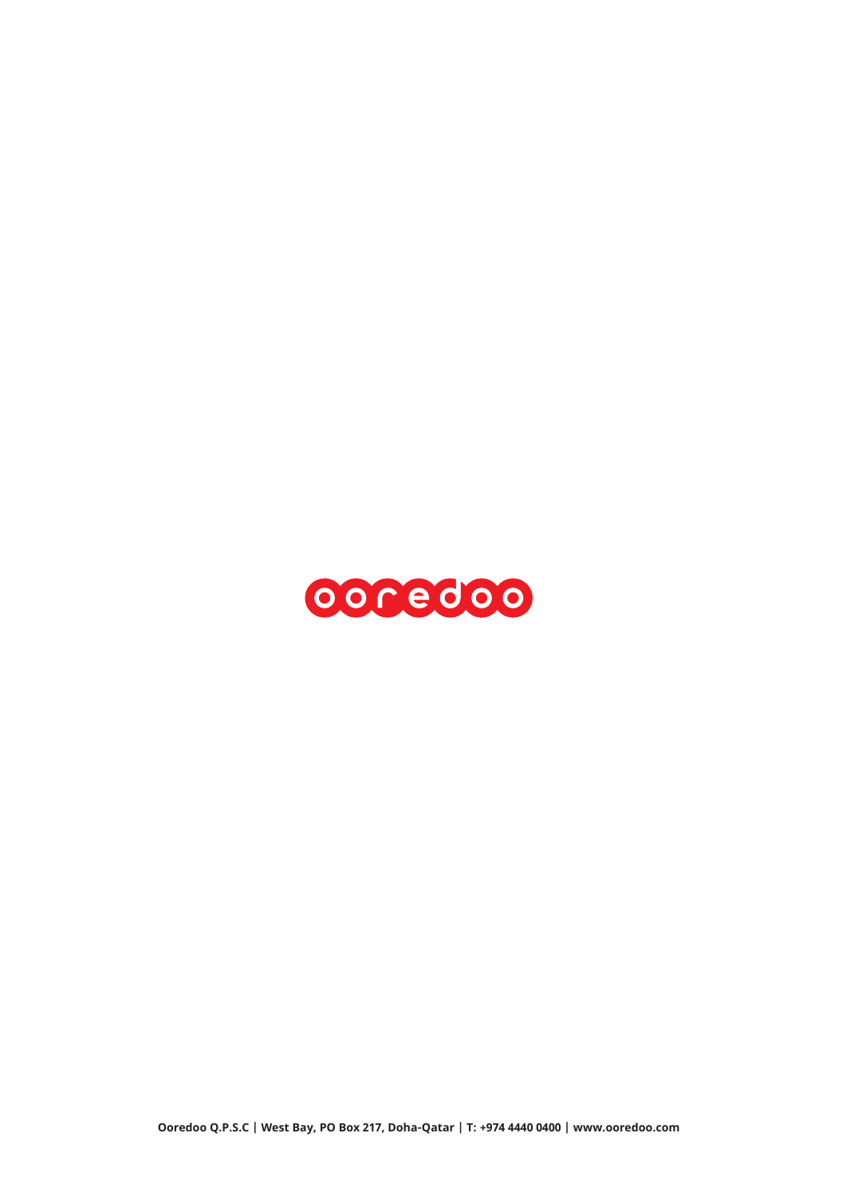ooredoo

Ooredoo Q.P.S.C | West Bay, PO Box 217, Doha-Qatar | T: +974 4440 0400 | www.ooredoo.com